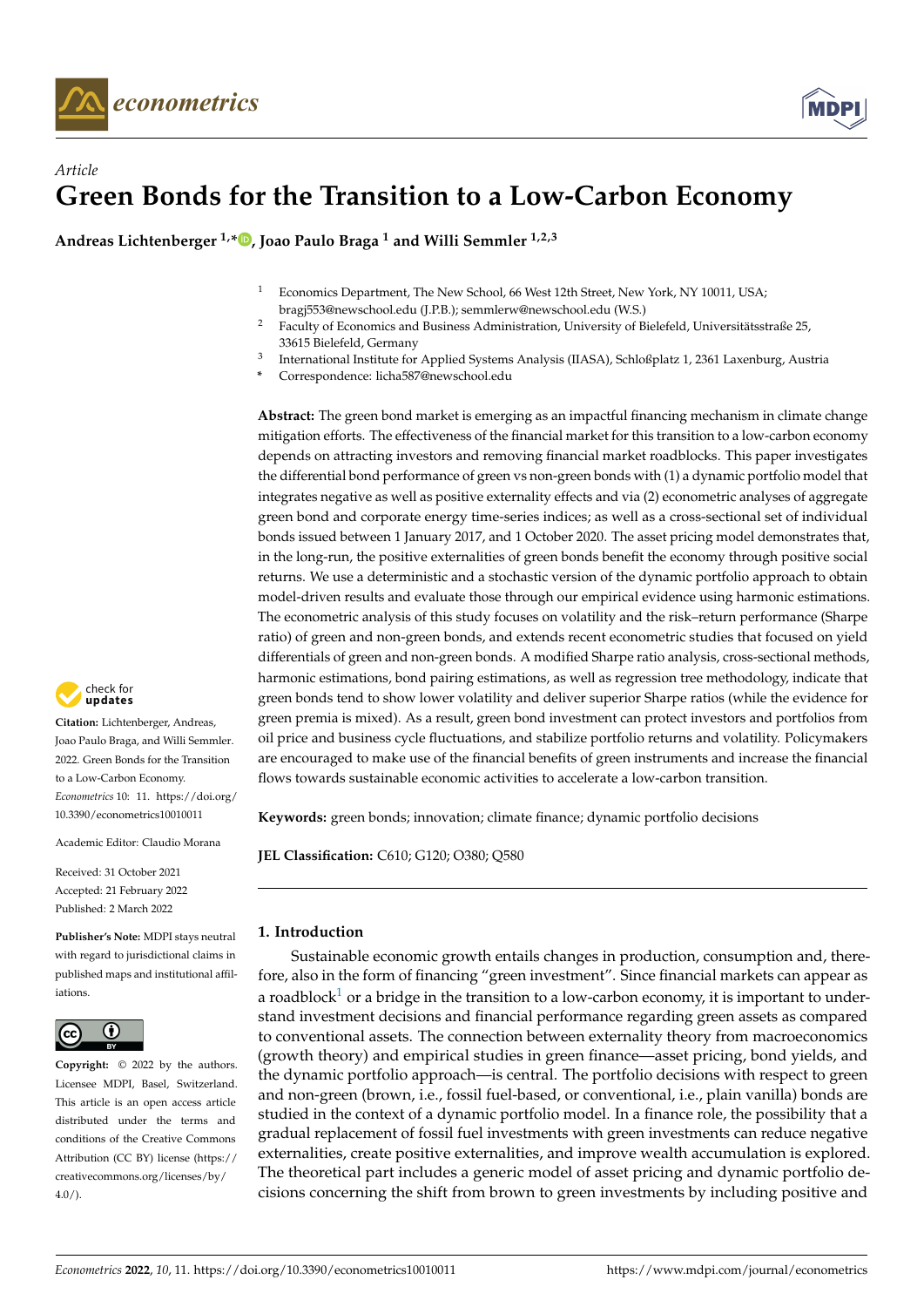*Article*

# Green Bonds for the Transition to a Low-Carbon Economy

**Andreas Lichtenberger [1,*], Joao Paulo Braga [1] and Willi Semmler [1,2,3]**

[1] Economics Department, The New School, 66 West 12th Street, New York, NY 10011, USA; bragj553@newschool.edu (J.P.B.); semmlerw@newschool.edu (W.S.)

[2] Faculty of Economics and Business Administration, University of Bielefeld, Universitätsstraße 25, 33615 Bielefeld, Germany

[3] International Institute for Applied Systems Analysis (IIASA), Schloßplatz 1, 2361 Laxenburg, Austria

[*] Correspondence: licha587@newschool.edu

**Abstract:** The green bond market is emerging as an impactful financing mechanism in climate change mitigation efforts. The effectiveness of the financial market for this transition to a low-carbon economy depends on attracting investors and removing financial market roadblocks. This paper investigates the differential bond performance of green vs non-green bonds with (1) a dynamic portfolio model that integrates negative as well as positive externality effects and via (2) econometric analyses of aggregate green bond and corporate energy time-series indices; as well as a cross-sectional set of individual bonds issued between 1 January 2017, and 1 October 2020. The asset pricing model demonstrates that, in the long-run, the positive externalities of green bonds benefit the economy through positive social returns. We use a deterministic and a stochastic version of the dynamic portfolio approach to obtain model-driven results and evaluate those through our empirical evidence using harmonic estimations. The econometric analysis of this study focuses on volatility and the risk–return performance (Sharpe ratio) of green and non-green bonds, and extends recent econometric studies that focused on yield differentials of green and non-green bonds. A modified Sharpe ratio analysis, cross-sectional methods, harmonic estimations, bond pairing estimations, as well as regression tree methodology, indicate that green bonds tend to show lower volatility and deliver superior Sharpe ratios (while the evidence for green premia is mixed). As a result, green bond investment can protect investors and portfolios from oil price and business cycle fluctuations, and stabilize portfolio returns and volatility. Policymakers are encouraged to make use of the financial benefits of green instruments and increase the financial flows towards sustainable economic activities to accelerate a low-carbon transition.

**Keywords:** green bonds; innovation; climate finance; dynamic portfolio decisions

**JEL Classification:** C610; G120; O380; Q580

**Citation:** Lichtenberger, Andreas, Joao Paulo Braga, and Willi Semmler. 2022. Green Bonds for the Transition to a Low-Carbon Economy. *Econometrics* 10: 11. https://doi.org/10.3390/econometrics10010011

Academic Editor: Claudio Morana

Received: 31 October 2021
Accepted: 21 February 2022
Published: 2 March 2022

**Publisher's Note:** MDPI stays neutral with regard to jurisdictional claims in published maps and institutional affiliations.

**Copyright:** © 2022 by the authors. Licensee MDPI, Basel, Switzerland. This article is an open access article distributed under the terms and conditions of the Creative Commons Attribution (CC BY) license (https://creativecommons.org/licenses/by/4.0/).

## 1. Introduction

Sustainable economic growth entails changes in production, consumption and, therefore, also in the form of financing "green investment". Since financial markets can appear as a roadblock[1] or a bridge in the transition to a low-carbon economy, it is important to understand investment decisions and financial performance regarding green assets as compared to conventional assets. The connection between externality theory from macroeconomics (growth theory) and empirical studies in green finance—asset pricing, bond yields, and the dynamic portfolio approach—is central. The portfolio decisions with respect to green and non-green (brown, i.e., fossil fuel-based, or conventional, i.e., plain vanilla) bonds are studied in the context of a dynamic portfolio model. In a finance role, the possibility that a gradual replacement of fossil fuel investments with green investments can reduce negative externalities, create positive externalities, and improve wealth accumulation is explored. The theoretical part includes a generic model of asset pricing and dynamic portfolio decisions concerning the shift from brown to green investments by including positive and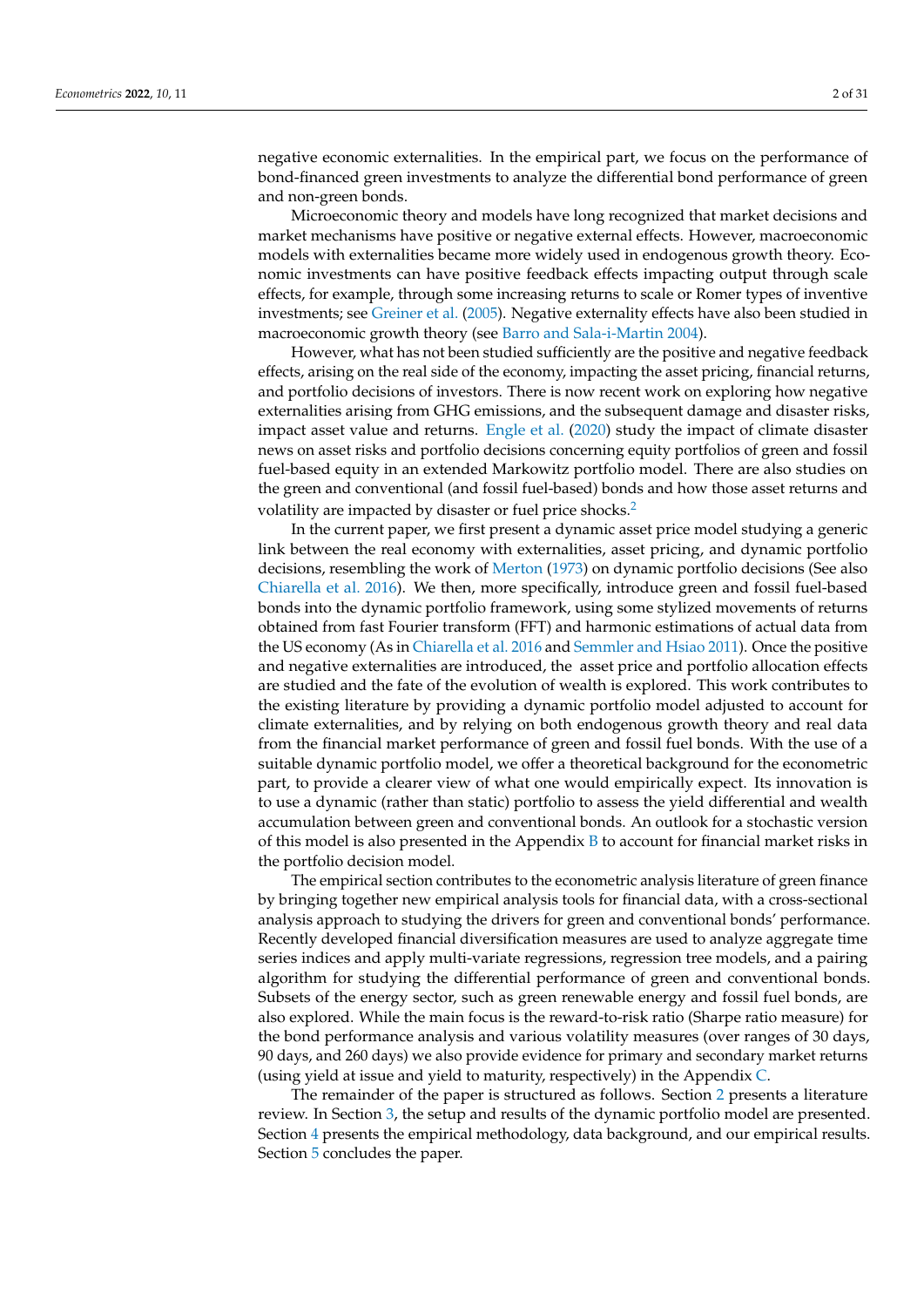negative economic externalities. In the empirical part, we focus on the performance of bond-financed green investments to analyze the differential bond performance of green and non-green bonds.

Microeconomic theory and models have long recognized that market decisions and market mechanisms have positive or negative external effects. However, macroeconomic models with externalities became more widely used in endogenous growth theory. Economic investments can have positive feedback effects impacting output through scale effects, for example, through some increasing returns to scale or Romer types of inventive investments; see Greiner et al. (2005). Negative externality effects have also been studied in macroeconomic growth theory (see Barro and Sala-i-Martin 2004).

However, what has not been studied sufficiently are the positive and negative feedback effects, arising on the real side of the economy, impacting the asset pricing, financial returns, and portfolio decisions of investors. There is now recent work on exploring how negative externalities arising from GHG emissions, and the subsequent damage and disaster risks, impact asset value and returns. Engle et al. (2020) study the impact of climate disaster news on asset risks and portfolio decisions concerning equity portfolios of green and fossil fuel-based equity in an extended Markowitz portfolio model. There are also studies on the green and conventional (and fossil fuel-based) bonds and how those asset returns and volatility are impacted by disaster or fuel price shocks.[2]

In the current paper, we first present a dynamic asset price model studying a generic link between the real economy with externalities, asset pricing, and dynamic portfolio decisions, resembling the work of Merton (1973) on dynamic portfolio decisions (See also Chiarella et al. 2016). We then, more specifically, introduce green and fossil fuel-based bonds into the dynamic portfolio framework, using some stylized movements of returns obtained from fast Fourier transform (FFT) and harmonic estimations of actual data from the US economy (As in Chiarella et al. 2016 and Semmler and Hsiao 2011). Once the positive and negative externalities are introduced, the asset price and portfolio allocation effects are studied and the fate of the evolution of wealth is explored. This work contributes to the existing literature by providing a dynamic portfolio model adjusted to account for climate externalities, and by relying on both endogenous growth theory and real data from the financial market performance of green and fossil fuel bonds. With the use of a suitable dynamic portfolio model, we offer a theoretical background for the econometric part, to provide a clearer view of what one would empirically expect. Its innovation is to use a dynamic (rather than static) portfolio to assess the yield differential and wealth accumulation between green and conventional bonds. An outlook for a stochastic version of this model is also presented in the Appendix B to account for financial market risks in the portfolio decision model.

The empirical section contributes to the econometric analysis literature of green finance by bringing together new empirical analysis tools for financial data, with a cross-sectional analysis approach to studying the drivers for green and conventional bonds' performance. Recently developed financial diversification measures are used to analyze aggregate time series indices and apply multi-variate regressions, regression tree models, and a pairing algorithm for studying the differential performance of green and conventional bonds. Subsets of the energy sector, such as green renewable energy and fossil fuel bonds, are also explored. While the main focus is the reward-to-risk ratio (Sharpe ratio measure) for the bond performance analysis and various volatility measures (over ranges of 30 days, 90 days, and 260 days) we also provide evidence for primary and secondary market returns (using yield at issue and yield to maturity, respectively) in the Appendix C.

The remainder of the paper is structured as follows. Section 2 presents a literature review. In Section 3, the setup and results of the dynamic portfolio model are presented. Section 4 presents the empirical methodology, data background, and our empirical results. Section 5 concludes the paper.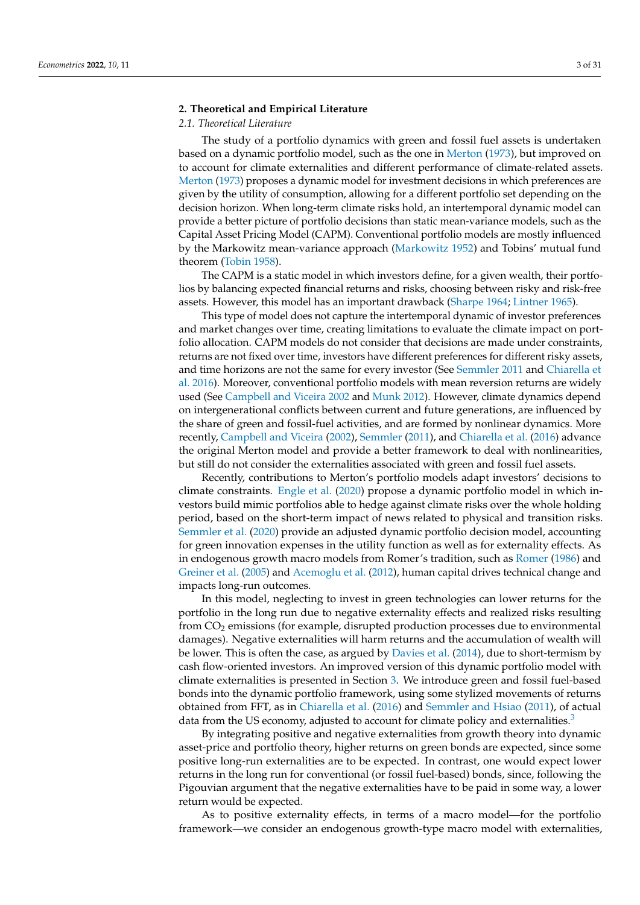## 2. Theoretical and Empirical Literature

### 2.1. Theoretical Literature

The study of a portfolio dynamics with green and fossil fuel assets is undertaken based on a dynamic portfolio model, such as the one in Merton (1973), but improved on to account for climate externalities and different performance of climate-related assets. Merton (1973) proposes a dynamic model for investment decisions in which preferences are given by the utility of consumption, allowing for a different portfolio set depending on the decision horizon. When long-term climate risks hold, an intertemporal dynamic model can provide a better picture of portfolio decisions than static mean-variance models, such as the Capital Asset Pricing Model (CAPM). Conventional portfolio models are mostly influenced by the Markowitz mean-variance approach (Markowitz 1952) and Tobins' mutual fund theorem (Tobin 1958).

The CAPM is a static model in which investors define, for a given wealth, their portfolios by balancing expected financial returns and risks, choosing between risky and risk-free assets. However, this model has an important drawback (Sharpe 1964; Lintner 1965).

This type of model does not capture the intertemporal dynamic of investor preferences and market changes over time, creating limitations to evaluate the climate impact on portfolio allocation. CAPM models do not consider that decisions are made under constraints, returns are not fixed over time, investors have different preferences for different risky assets, and time horizons are not the same for every investor (See Semmler 2011 and Chiarella et al. 2016). Moreover, conventional portfolio models with mean reversion returns are widely used (See Campbell and Viceira 2002 and Munk 2012). However, climate dynamics depend on intergenerational conflicts between current and future generations, are influenced by the share of green and fossil-fuel activities, and are formed by nonlinear dynamics. More recently, Campbell and Viceira (2002), Semmler (2011), and Chiarella et al. (2016) advance the original Merton model and provide a better framework to deal with nonlinearities, but still do not consider the externalities associated with green and fossil fuel assets.

Recently, contributions to Merton's portfolio models adapt investors' decisions to climate constraints. Engle et al. (2020) propose a dynamic portfolio model in which investors build mimic portfolios able to hedge against climate risks over the whole holding period, based on the short-term impact of news related to physical and transition risks. Semmler et al. (2020) provide an adjusted dynamic portfolio decision model, accounting for green innovation expenses in the utility function as well as for externality effects. As in endogenous growth macro models from Romer's tradition, such as Romer (1986) and Greiner et al. (2005) and Acemoglu et al. (2012), human capital drives technical change and impacts long-run outcomes.

In this model, neglecting to invest in green technologies can lower returns for the portfolio in the long run due to negative externality effects and realized risks resulting from $CO_2$ emissions (for example, disrupted production processes due to environmental damages). Negative externalities will harm returns and the accumulation of wealth will be lower. This is often the case, as argued by Davies et al. (2014), due to short-termism by cash flow-oriented investors. An improved version of this dynamic portfolio model with climate externalities is presented in Section 3. We introduce green and fossil fuel-based bonds into the dynamic portfolio framework, using some stylized movements of returns obtained from FFT, as in Chiarella et al. (2016) and Semmler and Hsiao (2011), of actual data from the US economy, adjusted to account for climate policy and externalities.[3]

By integrating positive and negative externalities from growth theory into dynamic asset-price and portfolio theory, higher returns on green bonds are expected, since some positive long-run externalities are to be expected. In contrast, one would expect lower returns in the long run for conventional (or fossil fuel-based) bonds, since, following the Pigouvian argument that the negative externalities have to be paid in some way, a lower return would be expected.

As to positive externality effects, in terms of a macro model—for the portfolio framework—we consider an endogenous growth-type macro model with externalities,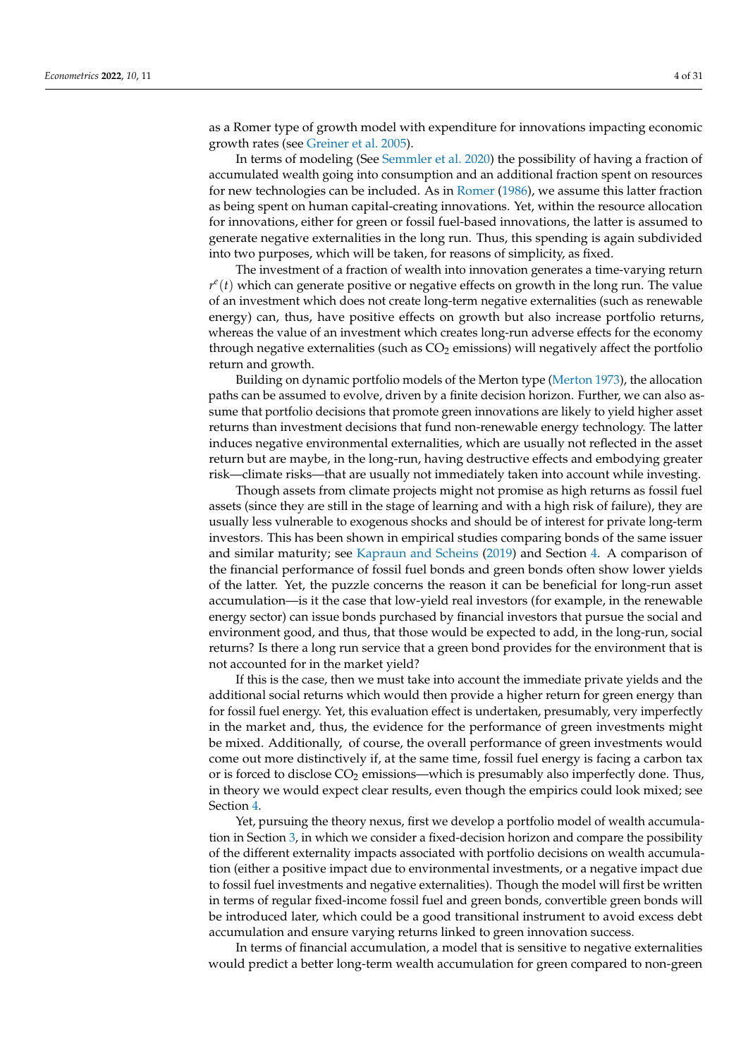as a Romer type of growth model with expenditure for innovations impacting economic growth rates (see Greiner et al. 2005).

In terms of modeling (See Semmler et al. 2020) the possibility of having a fraction of accumulated wealth going into consumption and an additional fraction spent on resources for new technologies can be included. As in Romer (1986), we assume this latter fraction as being spent on human capital-creating innovations. Yet, within the resource allocation for innovations, either for green or fossil fuel-based innovations, the latter is assumed to generate negative externalities in the long run. Thus, this spending is again subdivided into two purposes, which will be taken, for reasons of simplicity, as fixed.

The investment of a fraction of wealth into innovation generates a time-varying return $r^e(t)$ which can generate positive or negative effects on growth in the long run. The value of an investment which does not create long-term negative externalities (such as renewable energy) can, thus, have positive effects on growth but also increase portfolio returns, whereas the value of an investment which creates long-run adverse effects for the economy through negative externalities (such as $CO_2$ emissions) will negatively affect the portfolio return and growth.

Building on dynamic portfolio models of the Merton type (Merton 1973), the allocation paths can be assumed to evolve, driven by a finite decision horizon. Further, we can also assume that portfolio decisions that promote green innovations are likely to yield higher asset returns than investment decisions that fund non-renewable energy technology. The latter induces negative environmental externalities, which are usually not reflected in the asset return but are maybe, in the long-run, having destructive effects and embodying greater risk—climate risks—that are usually not immediately taken into account while investing.

Though assets from climate projects might not promise as high returns as fossil fuel assets (since they are still in the stage of learning and with a high risk of failure), they are usually less vulnerable to exogenous shocks and should be of interest for private long-term investors. This has been shown in empirical studies comparing bonds of the same issuer and similar maturity; see Kapraun and Scheins (2019) and Section 4. A comparison of the financial performance of fossil fuel bonds and green bonds often show lower yields of the latter. Yet, the puzzle concerns the reason it can be beneficial for long-run asset accumulation—is it the case that low-yield real investors (for example, in the renewable energy sector) can issue bonds purchased by financial investors that pursue the social and environment good, and thus, that those would be expected to add, in the long-run, social returns? Is there a long run service that a green bond provides for the environment that is not accounted for in the market yield?

If this is the case, then we must take into account the immediate private yields and the additional social returns which would then provide a higher return for green energy than for fossil fuel energy. Yet, this evaluation effect is undertaken, presumably, very imperfectly in the market and, thus, the evidence for the performance of green investments might be mixed. Additionally, of course, the overall performance of green investments would come out more distinctively if, at the same time, fossil fuel energy is facing a carbon tax or is forced to disclose $CO_2$ emissions—which is presumably also imperfectly done. Thus, in theory we would expect clear results, even though the empirics could look mixed; see Section 4.

Yet, pursuing the theory nexus, first we develop a portfolio model of wealth accumulation in Section 3, in which we consider a fixed-decision horizon and compare the possibility of the different externality impacts associated with portfolio decisions on wealth accumulation (either a positive impact due to environmental investments, or a negative impact due to fossil fuel investments and negative externalities). Though the model will first be written in terms of regular fixed-income fossil fuel and green bonds, convertible green bonds will be introduced later, which could be a good transitional instrument to avoid excess debt accumulation and ensure varying returns linked to green innovation success.

In terms of financial accumulation, a model that is sensitive to negative externalities would predict a better long-term wealth accumulation for green compared to non-green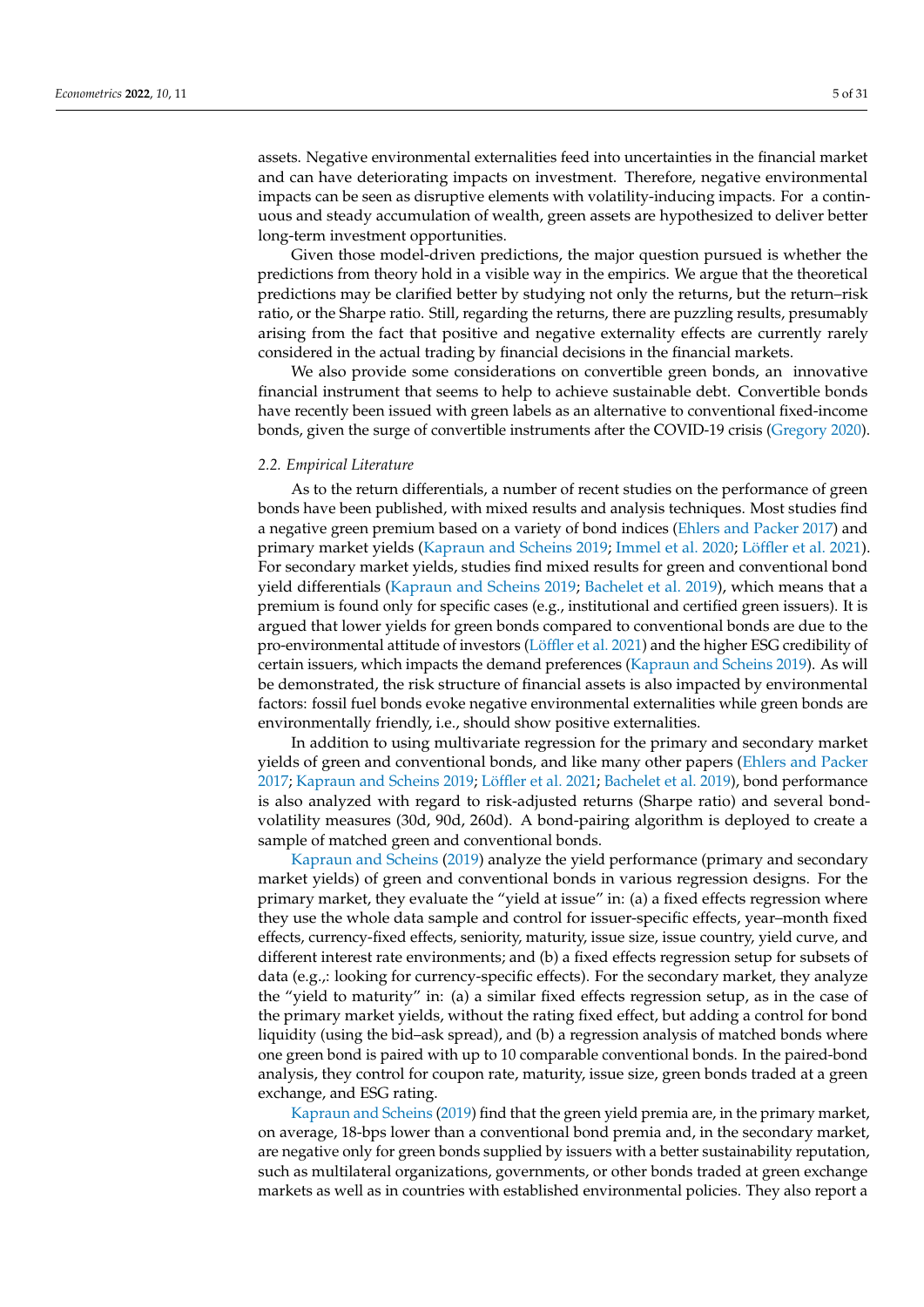assets. Negative environmental externalities feed into uncertainties in the financial market and can have deteriorating impacts on investment. Therefore, negative environmental impacts can be seen as disruptive elements with volatility-inducing impacts. For a continuous and steady accumulation of wealth, green assets are hypothesized to deliver better long-term investment opportunities.

Given those model-driven predictions, the major question pursued is whether the predictions from theory hold in a visible way in the empirics. We argue that the theoretical predictions may be clarified better by studying not only the returns, but the return–risk ratio, or the Sharpe ratio. Still, regarding the returns, there are puzzling results, presumably arising from the fact that positive and negative externality effects are currently rarely considered in the actual trading by financial decisions in the financial markets.

We also provide some considerations on convertible green bonds, an innovative financial instrument that seems to help to achieve sustainable debt. Convertible bonds have recently been issued with green labels as an alternative to conventional fixed-income bonds, given the surge of convertible instruments after the COVID-19 crisis (Gregory 2020).

### 2.2. Empirical Literature

As to the return differentials, a number of recent studies on the performance of green bonds have been published, with mixed results and analysis techniques. Most studies find a negative green premium based on a variety of bond indices (Ehlers and Packer 2017) and primary market yields (Kapraun and Scheins 2019; Immel et al. 2020; Löffler et al. 2021). For secondary market yields, studies find mixed results for green and conventional bond yield differentials (Kapraun and Scheins 2019; Bachelet et al. 2019), which means that a premium is found only for specific cases (e.g., institutional and certified green issuers). It is argued that lower yields for green bonds compared to conventional bonds are due to the pro-environmental attitude of investors (Löffler et al. 2021) and the higher ESG credibility of certain issuers, which impacts the demand preferences (Kapraun and Scheins 2019). As will be demonstrated, the risk structure of financial assets is also impacted by environmental factors: fossil fuel bonds evoke negative environmental externalities while green bonds are environmentally friendly, i.e., should show positive externalities.

In addition to using multivariate regression for the primary and secondary market yields of green and conventional bonds, and like many other papers (Ehlers and Packer 2017; Kapraun and Scheins 2019; Löffler et al. 2021; Bachelet et al. 2019), bond performance is also analyzed with regard to risk-adjusted returns (Sharpe ratio) and several bond-volatility measures (30d, 90d, 260d). A bond-pairing algorithm is deployed to create a sample of matched green and conventional bonds.

Kapraun and Scheins (2019) analyze the yield performance (primary and secondary market yields) of green and conventional bonds in various regression designs. For the primary market, they evaluate the "yield at issue" in: (a) a fixed effects regression where they use the whole data sample and control for issuer-specific effects, year–month fixed effects, currency-fixed effects, seniority, maturity, issue size, issue country, yield curve, and different interest rate environments; and (b) a fixed effects regression setup for subsets of data (e.g.,: looking for currency-specific effects). For the secondary market, they analyze the "yield to maturity" in: (a) a similar fixed effects regression setup, as in the case of the primary market yields, without the rating fixed effect, but adding a control for bond liquidity (using the bid–ask spread), and (b) a regression analysis of matched bonds where one green bond is paired with up to 10 comparable conventional bonds. In the paired-bond analysis, they control for coupon rate, maturity, issue size, green bonds traded at a green exchange, and ESG rating.

Kapraun and Scheins (2019) find that the green yield premia are, in the primary market, on average, 18-bps lower than a conventional bond premia and, in the secondary market, are negative only for green bonds supplied by issuers with a better sustainability reputation, such as multilateral organizations, governments, or other bonds traded at green exchange markets as well as in countries with established environmental policies. They also report a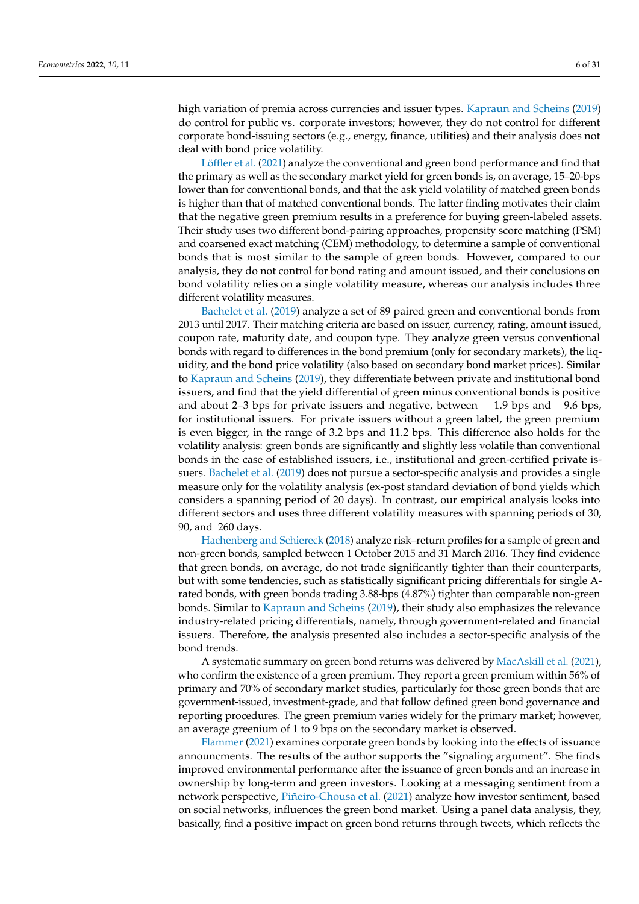high variation of premia across currencies and issuer types. Kapraun and Scheins (2019) do control for public vs. corporate investors; however, they do not control for different corporate bond-issuing sectors (e.g., energy, finance, utilities) and their analysis does not deal with bond price volatility.

Löffler et al. (2021) analyze the conventional and green bond performance and find that the primary as well as the secondary market yield for green bonds is, on average, 15–20-bps lower than for conventional bonds, and that the ask yield volatility of matched green bonds is higher than that of matched conventional bonds. The latter finding motivates their claim that the negative green premium results in a preference for buying green-labeled assets. Their study uses two different bond-pairing approaches, propensity score matching (PSM) and coarsened exact matching (CEM) methodology, to determine a sample of conventional bonds that is most similar to the sample of green bonds. However, compared to our analysis, they do not control for bond rating and amount issued, and their conclusions on bond volatility relies on a single volatility measure, whereas our analysis includes three different volatility measures.

Bachelet et al. (2019) analyze a set of 89 paired green and conventional bonds from 2013 until 2017. Their matching criteria are based on issuer, currency, rating, amount issued, coupon rate, maturity date, and coupon type. They analyze green versus conventional bonds with regard to differences in the bond premium (only for secondary markets), the liquidity, and the bond price volatility (also based on secondary bond market prices). Similar to Kapraun and Scheins (2019), they differentiate between private and institutional bond issuers, and find that the yield differential of green minus conventional bonds is positive and about 2–3 bps for private issuers and negative, between −1.9 bps and −9.6 bps, for institutional issuers. For private issuers without a green label, the green premium is even bigger, in the range of 3.2 bps and 11.2 bps. This difference also holds for the volatility analysis: green bonds are significantly and slightly less volatile than conventional bonds in the case of established issuers, i.e., institutional and green-certified private issuers. Bachelet et al. (2019) does not pursue a sector-specific analysis and provides a single measure only for the volatility analysis (ex-post standard deviation of bond yields which considers a spanning period of 20 days). In contrast, our empirical analysis looks into different sectors and uses three different volatility measures with spanning periods of 30, 90, and 260 days.

Hachenberg and Schiereck (2018) analyze risk–return profiles for a sample of green and non-green bonds, sampled between 1 October 2015 and 31 March 2016. They find evidence that green bonds, on average, do not trade significantly tighter than their counterparts, but with some tendencies, such as statistically significant pricing differentials for single A-rated bonds, with green bonds trading 3.88-bps (4.87%) tighter than comparable non-green bonds. Similar to Kapraun and Scheins (2019), their study also emphasizes the relevance industry-related pricing differentials, namely, through government-related and financial issuers. Therefore, the analysis presented also includes a sector-specific analysis of the bond trends.

A systematic summary on green bond returns was delivered by MacAskill et al. (2021), who confirm the existence of a green premium. They report a green premium within 56% of primary and 70% of secondary market studies, particularly for those green bonds that are government-issued, investment-grade, and that follow defined green bond governance and reporting procedures. The green premium varies widely for the primary market; however, an average greenium of 1 to 9 bps on the secondary market is observed.

Flammer (2021) examines corporate green bonds by looking into the effects of issuance announcments. The results of the author supports the "signaling argument". She finds improved environmental performance after the issuance of green bonds and an increase in ownership by long-term and green investors. Looking at a messaging sentiment from a network perspective, Piñeiro-Chousa et al. (2021) analyze how investor sentiment, based on social networks, influences the green bond market. Using a panel data analysis, they, basically, find a positive impact on green bond returns through tweets, which reflects the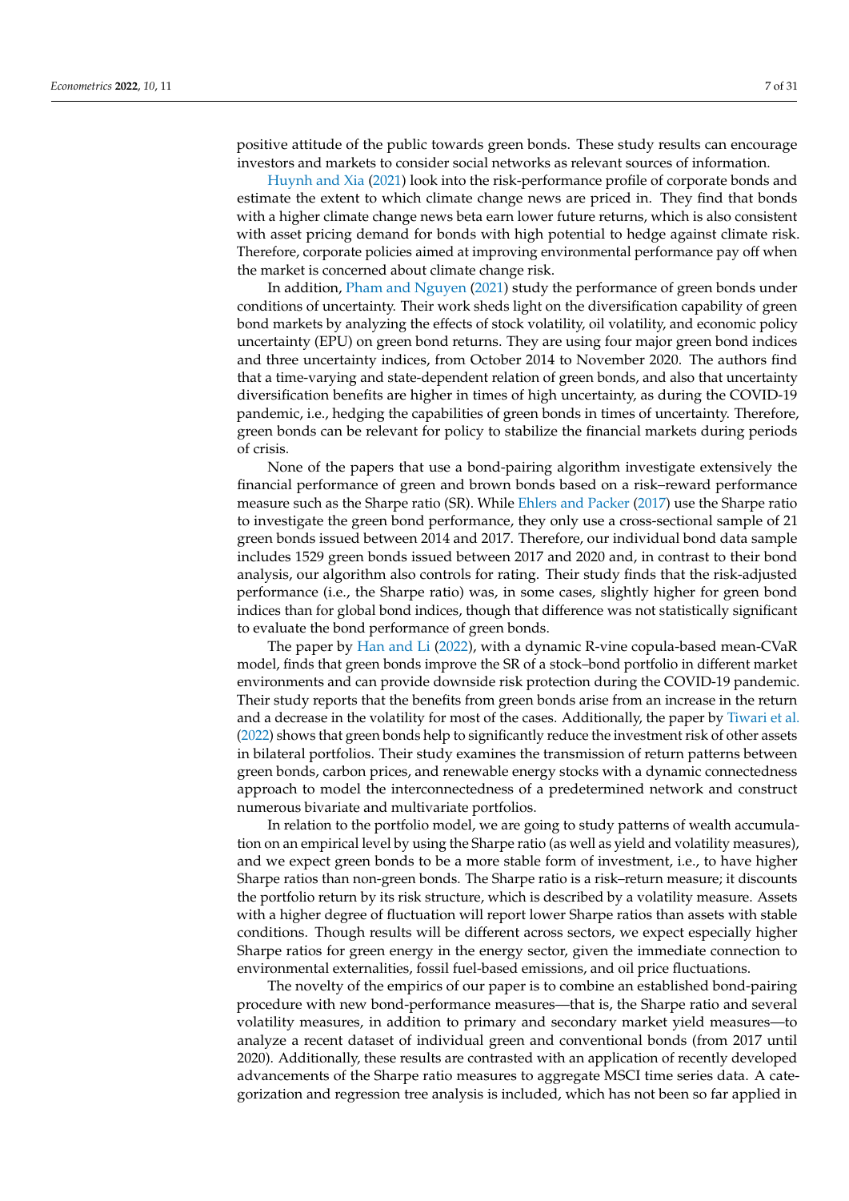positive attitude of the public towards green bonds. These study results can encourage investors and markets to consider social networks as relevant sources of information.

Huynh and Xia (2021) look into the risk-performance profile of corporate bonds and estimate the extent to which climate change news are priced in. They find that bonds with a higher climate change news beta earn lower future returns, which is also consistent with asset pricing demand for bonds with high potential to hedge against climate risk. Therefore, corporate policies aimed at improving environmental performance pay off when the market is concerned about climate change risk.

In addition, Pham and Nguyen (2021) study the performance of green bonds under conditions of uncertainty. Their work sheds light on the diversification capability of green bond markets by analyzing the effects of stock volatility, oil volatility, and economic policy uncertainty (EPU) on green bond returns. They are using four major green bond indices and three uncertainty indices, from October 2014 to November 2020. The authors find that a time-varying and state-dependent relation of green bonds, and also that uncertainty diversification benefits are higher in times of high uncertainty, as during the COVID-19 pandemic, i.e., hedging the capabilities of green bonds in times of uncertainty. Therefore, green bonds can be relevant for policy to stabilize the financial markets during periods of crisis.

None of the papers that use a bond-pairing algorithm investigate extensively the financial performance of green and brown bonds based on a risk–reward performance measure such as the Sharpe ratio (SR). While Ehlers and Packer (2017) use the Sharpe ratio to investigate the green bond performance, they only use a cross-sectional sample of 21 green bonds issued between 2014 and 2017. Therefore, our individual bond data sample includes 1529 green bonds issued between 2017 and 2020 and, in contrast to their bond analysis, our algorithm also controls for rating. Their study finds that the risk-adjusted performance (i.e., the Sharpe ratio) was, in some cases, slightly higher for green bond indices than for global bond indices, though that difference was not statistically significant to evaluate the bond performance of green bonds.

The paper by Han and Li (2022), with a dynamic R-vine copula-based mean-CVaR model, finds that green bonds improve the SR of a stock–bond portfolio in different market environments and can provide downside risk protection during the COVID-19 pandemic. Their study reports that the benefits from green bonds arise from an increase in the return and a decrease in the volatility for most of the cases. Additionally, the paper by Tiwari et al. (2022) shows that green bonds help to significantly reduce the investment risk of other assets in bilateral portfolios. Their study examines the transmission of return patterns between green bonds, carbon prices, and renewable energy stocks with a dynamic connectedness approach to model the interconnectedness of a predetermined network and construct numerous bivariate and multivariate portfolios.

In relation to the portfolio model, we are going to study patterns of wealth accumulation on an empirical level by using the Sharpe ratio (as well as yield and volatility measures), and we expect green bonds to be a more stable form of investment, i.e., to have higher Sharpe ratios than non-green bonds. The Sharpe ratio is a risk–return measure; it discounts the portfolio return by its risk structure, which is described by a volatility measure. Assets with a higher degree of fluctuation will report lower Sharpe ratios than assets with stable conditions. Though results will be different across sectors, we expect especially higher Sharpe ratios for green energy in the energy sector, given the immediate connection to environmental externalities, fossil fuel-based emissions, and oil price fluctuations.

The novelty of the empirics of our paper is to combine an established bond-pairing procedure with new bond-performance measures—that is, the Sharpe ratio and several volatility measures, in addition to primary and secondary market yield measures—to analyze a recent dataset of individual green and conventional bonds (from 2017 until 2020). Additionally, these results are contrasted with an application of recently developed advancements of the Sharpe ratio measures to aggregate MSCI time series data. A categorization and regression tree analysis is included, which has not been so far applied in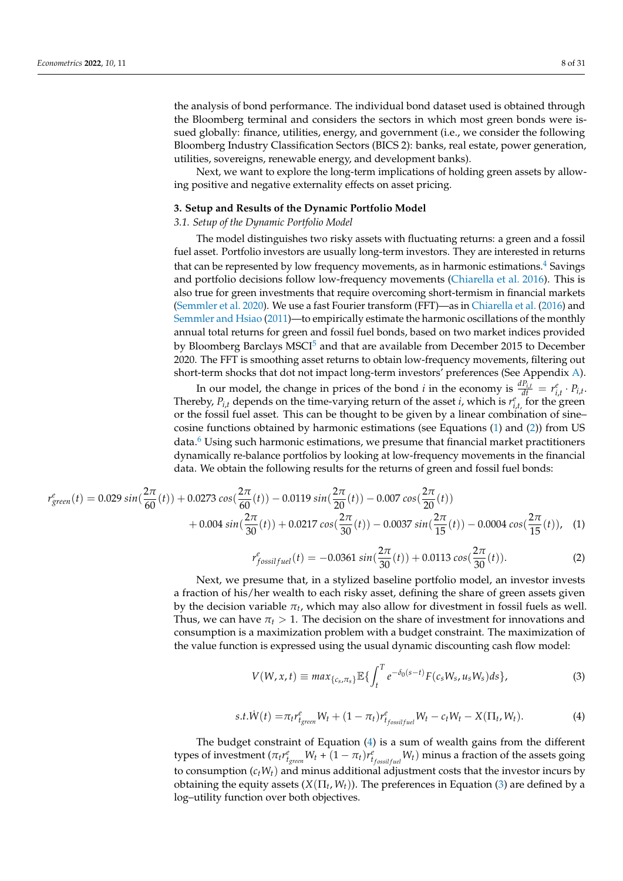the analysis of bond performance. The individual bond dataset used is obtained through the Bloomberg terminal and considers the sectors in which most green bonds were issued globally: finance, utilities, energy, and government (i.e., we consider the following Bloomberg Industry Classification Sectors (BICS 2): banks, real estate, power generation, utilities, sovereigns, renewable energy, and development banks).

Next, we want to explore the long-term implications of holding green assets by allowing positive and negative externality effects on asset pricing.

## 3. Setup and Results of the Dynamic Portfolio Model

### *3.1. Setup of the Dynamic Portfolio Model*

The model distinguishes two risky assets with fluctuating returns: a green and a fossil fuel asset. Portfolio investors are usually long-term investors. They are interested in returns that can be represented by low frequency movements, as in harmonic estimations.[4] Savings and portfolio decisions follow low-frequency movements (Chiarella et al. 2016). This is also true for green investments that require overcoming short-termism in financial markets (Semmler et al. 2020). We use a fast Fourier transform (FFT)—as in Chiarella et al. (2016) and Semmler and Hsiao (2011)—to empirically estimate the harmonic oscillations of the monthly annual total returns for green and fossil fuel bonds, based on two market indices provided by Bloomberg Barclays MSCI[5] and that are available from December 2015 to December 2020. The FFT is smoothing asset returns to obtain low-frequency movements, filtering out short-term shocks that dot not impact long-term investors' preferences (See Appendix A).

In our model, the change in prices of the bond $i$ in the economy is $\frac{dP_{i,t}}{dt} = r^e_{i,t} \cdot P_{i,t}$. Thereby, $P_{i,t}$ depends on the time-varying return of the asset $i$, which is $r^e_{i,t,}$ for the green or the fossil fuel asset. This can be thought to be given by a linear combination of sine–cosine functions obtained by harmonic estimations (see Equations (1) and (2)) from US data.[6] Using such harmonic estimations, we presume that financial market practitioners dynamically re-balance portfolios by looking at low-frequency movements in the financial data. We obtain the following results for the returns of green and fossil fuel bonds:

$$r^e_{green}(t) = 0.029\, sin(\frac{2\pi}{60}(t)) + 0.0273\, cos(\frac{2\pi}{60}(t)) - 0.0119\, sin(\frac{2\pi}{20}(t)) - 0.007\, cos(\frac{2\pi}{20}(t)) + 0.004\, sin(\frac{2\pi}{30}(t)) + 0.0217\, cos(\frac{2\pi}{30}(t)) - 0.0037\, sin(\frac{2\pi}{15}(t)) - 0.0004\, cos(\frac{2\pi}{15}(t)), \quad (1)$$

$$r^e_{fossil\,fuel}(t) = -0.0361\, sin(\frac{2\pi}{30}(t)) + 0.0113\, cos(\frac{2\pi}{30}(t)). \quad (2)$$

Next, we presume that, in a stylized baseline portfolio model, an investor invests a fraction of his/her wealth to each risky asset, defining the share of green assets given by the decision variable $\pi_t$, which may also allow for divestment in fossil fuels as well. Thus, we can have $\pi_t > 1$. The decision on the share of investment for innovations and consumption is a maximization problem with a budget constraint. The maximization of the value function is expressed using the usual dynamic discounting cash flow model:

$$V(W, x, t) \equiv max_{\{c_s, \pi_s\}} \mathbb{E}\{\int_t^T e^{-\delta_0(s-t)} F(c_s W_s, u_s W_s) ds\}, \quad (3)$$

$$s.t. \dot{W}(t) = \pi_t r^e_{t_{green}} W_t + (1 - \pi_t) r^e_{t_{fossil fuel}} W_t - c_t W_t - X(\Pi_t, W_t). \quad (4)$$

The budget constraint of Equation (4) is a sum of wealth gains from the different types of investment ($\pi_t r^e_{t_{green}} W_t$ + $(1 - \pi_t) r^e_{t_{fossil fuel}} W_t$) minus a fraction of the assets going to consumption ($c_t W_t$) and minus additional adjustment costs that the investor incurs by obtaining the equity assets ($X(\Pi_t, W_t)$). The preferences in Equation (3) are defined by a log–utility function over both objectives.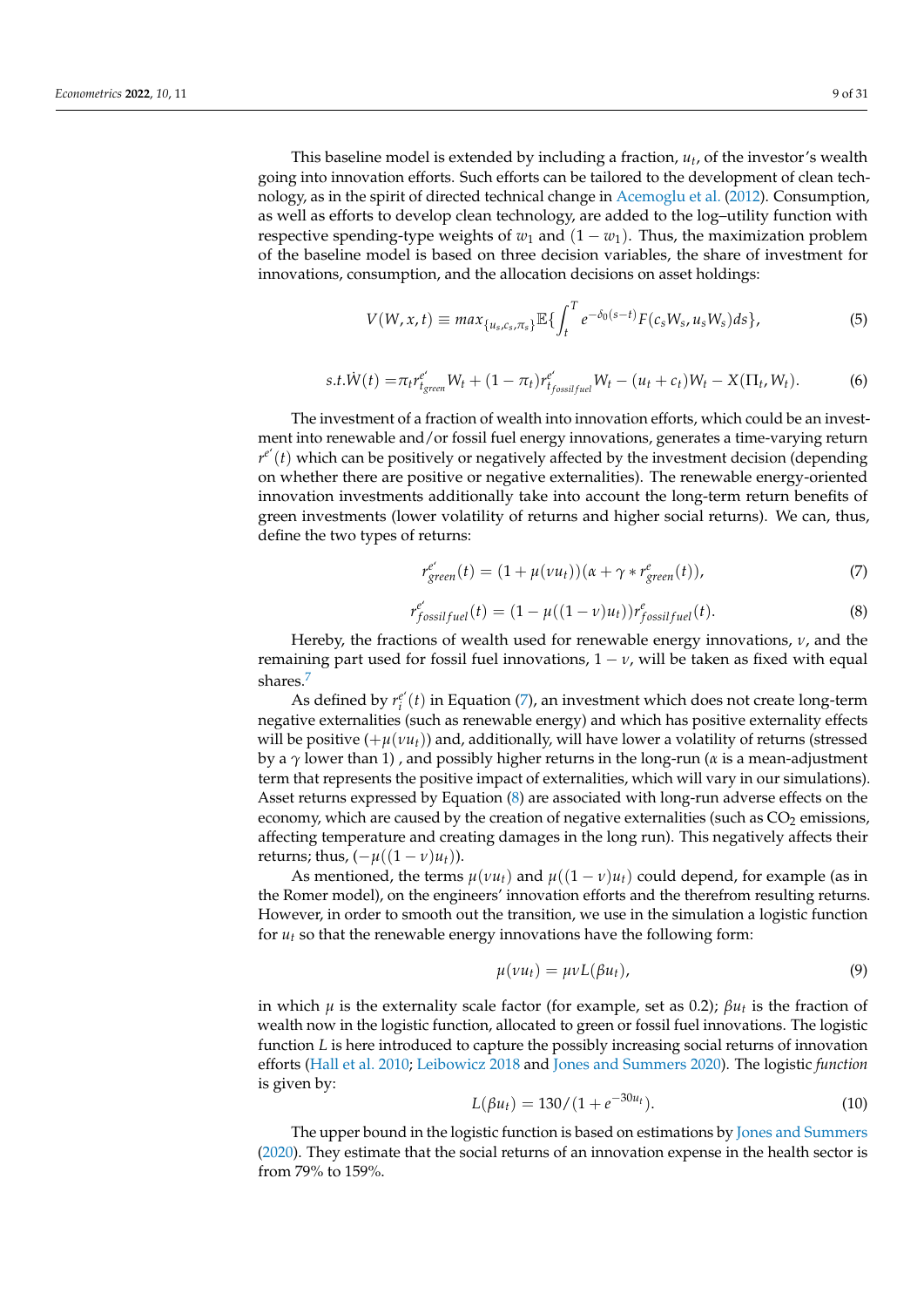This baseline model is extended by including a fraction, $u_t$, of the investor's wealth going into innovation efforts. Such efforts can be tailored to the development of clean technology, as in the spirit of directed technical change in Acemoglu et al. (2012). Consumption, as well as efforts to develop clean technology, are added to the log–utility function with respective spending-type weights of $w_1$ and $(1 - w_1)$. Thus, the maximization problem of the baseline model is based on three decision variables, the share of investment for innovations, consumption, and the allocation decisions on asset holdings:

$$V(W, x, t) \equiv max_{\{u_s, c_s, \pi_s\}} \mathbb{E}\{\int_t^T e^{-\delta_0(s-t)} F(c_s W_s, u_s W_s) ds\}, \tag{5}$$

$$s.t. \dot{W}(t) = \pi_t r^{e'}_{t_{green}} W_t + (1 - \pi_t) r^{e'}_{t_{fossilfuel}} W_t - (u_t + c_t) W_t - X(\Pi_t, W_t). \tag{6}$$

The investment of a fraction of wealth into innovation efforts, which could be an investment into renewable and/or fossil fuel energy innovations, generates a time-varying return $r^{e'}(t)$ which can be positively or negatively affected by the investment decision (depending on whether there are positive or negative externalities). The renewable energy-oriented innovation investments additionally take into account the long-term return benefits of green investments (lower volatility of returns and higher social returns). We can, thus, define the two types of returns:

$$r^{e'}_{green}(t) = (1 + \mu(\nu u_t))(\alpha + \gamma * r^{e}_{green}(t)), \tag{7}$$

$$r^{e'}_{fossilfuel}(t) = (1 - \mu((1 - \nu) u_t)) r^{e}_{fossilfuel}(t). \tag{8}$$

Hereby, the fractions of wealth used for renewable energy innovations, $\nu$, and the remaining part used for fossil fuel innovations, $1 - \nu$, will be taken as fixed with equal shares.[7]

As defined by $r^{e'}_i(t)$ in Equation (7), an investment which does not create long-term negative externalities (such as renewable energy) and which has positive externality effects will be positive $(+\mu(\nu u_t))$ and, additionally, will have lower a volatility of returns (stressed by a $\gamma$ lower than 1) , and possibly higher returns in the long-run ($\alpha$ is a mean-adjustment term that represents the positive impact of externalities, which will vary in our simulations). Asset returns expressed by Equation (8) are associated with long-run adverse effects on the economy, which are caused by the creation of negative externalities (such as $CO_2$ emissions, affecting temperature and creating damages in the long run). This negatively affects their returns; thus, $(-\mu((1 - \nu) u_t))$.

As mentioned, the terms $\mu(\nu u_t)$ and $\mu((1 - \nu) u_t)$ could depend, for example (as in the Romer model), on the engineers' innovation efforts and the therefrom resulting returns. However, in order to smooth out the transition, we use in the simulation a logistic function for $u_t$ so that the renewable energy innovations have the following form:

$$\mu(\nu u_t) = \mu \nu L(\beta u_t), \tag{9}$$

in which $\mu$ is the externality scale factor (for example, set as 0.2); $\beta u_t$ is the fraction of wealth now in the logistic function, allocated to green or fossil fuel innovations. The logistic function $L$ is here introduced to capture the possibly increasing social returns of innovation efforts (Hall et al. 2010; Leibowicz 2018 and Jones and Summers 2020). The logistic *function* is given by:

$$L(\beta u_t) = 130/(1 + e^{-30 u_t}). \tag{10}$$

The upper bound in the logistic function is based on estimations by Jones and Summers (2020). They estimate that the social returns of an innovation expense in the health sector is from 79% to 159%.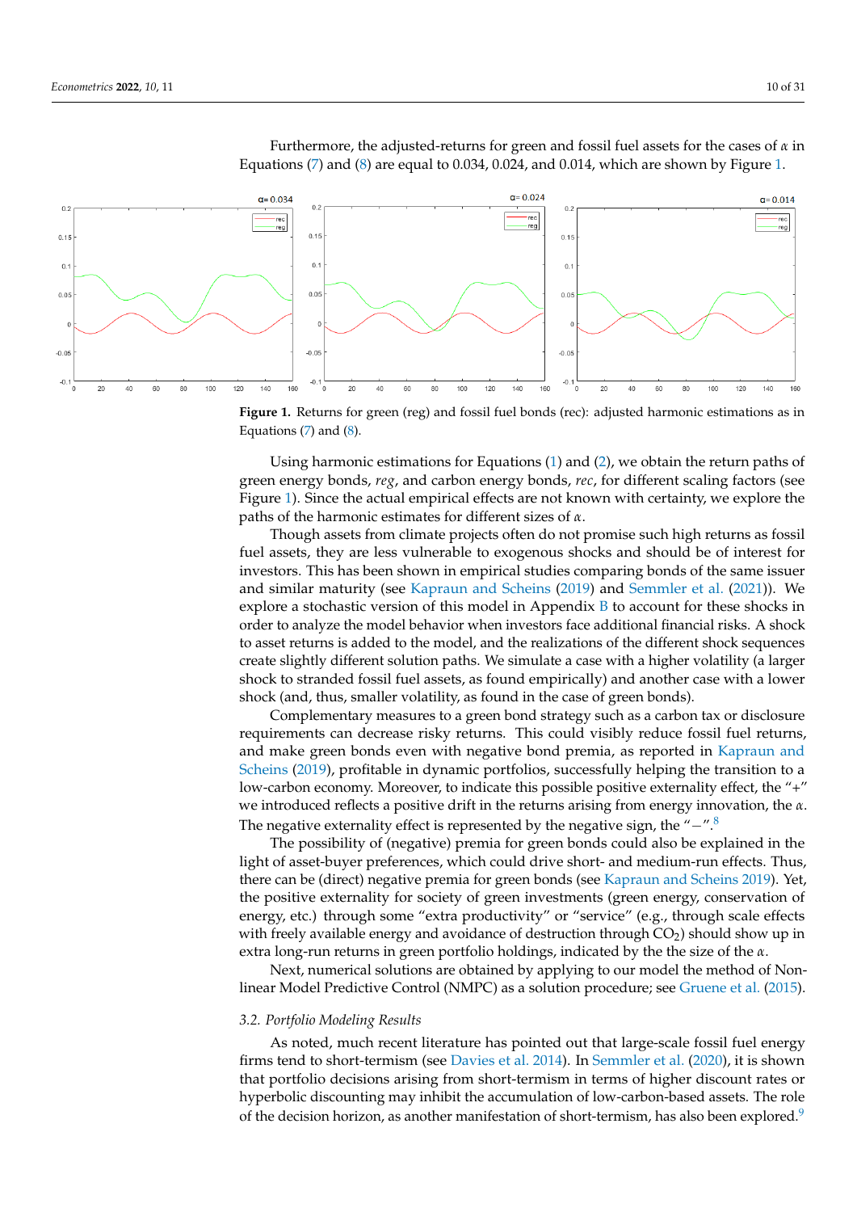Furthermore, the adjusted-returns for green and fossil fuel assets for the cases of $\alpha$ in Equations (7) and (8) are equal to 0.034, 0.024, and 0.014, which are shown by Figure 1.

**Figure 1.** Returns for green (reg) and fossil fuel bonds (rec): adjusted harmonic estimations as in Equations (7) and (8).

Using harmonic estimations for Equations (1) and (2), we obtain the return paths of green energy bonds, *reg*, and carbon energy bonds, *rec*, for different scaling factors (see Figure 1). Since the actual empirical effects are not known with certainty, we explore the paths of the harmonic estimates for different sizes of $\alpha$.

Though assets from climate projects often do not promise such high returns as fossil fuel assets, they are less vulnerable to exogenous shocks and should be of interest for investors. This has been shown in empirical studies comparing bonds of the same issuer and similar maturity (see Kapraun and Scheins (2019) and Semmler et al. (2021)). We explore a stochastic version of this model in Appendix B to account for these shocks in order to analyze the model behavior when investors face additional financial risks. A shock to asset returns is added to the model, and the realizations of the different shock sequences create slightly different solution paths. We simulate a case with a higher volatility (a larger shock to stranded fossil fuel assets, as found empirically) and another case with a lower shock (and, thus, smaller volatility, as found in the case of green bonds).

Complementary measures to a green bond strategy such as a carbon tax or disclosure requirements can decrease risky returns. This could visibly reduce fossil fuel returns, and make green bonds even with negative bond premia, as reported in Kapraun and Scheins (2019), profitable in dynamic portfolios, successfully helping the transition to a low-carbon economy. Moreover, to indicate this possible positive externality effect, the "+" we introduced reflects a positive drift in the returns arising from energy innovation, the $\alpha$. The negative externality effect is represented by the negative sign, the "−".[8]

The possibility of (negative) premia for green bonds could also be explained in the light of asset-buyer preferences, which could drive short- and medium-run effects. Thus, there can be (direct) negative premia for green bonds (see Kapraun and Scheins 2019). Yet, the positive externality for society of green investments (green energy, conservation of energy, etc.) through some "extra productivity" or "service" (e.g., through scale effects with freely available energy and avoidance of destruction through $CO_2$) should show up in extra long-run returns in green portfolio holdings, indicated by the the size of the $\alpha$.

Next, numerical solutions are obtained by applying to our model the method of Nonlinear Model Predictive Control (NMPC) as a solution procedure; see Gruene et al. (2015).

### 3.2. Portfolio Modeling Results

As noted, much recent literature has pointed out that large-scale fossil fuel energy firms tend to short-termism (see Davies et al. 2014). In Semmler et al. (2020), it is shown that portfolio decisions arising from short-termism in terms of higher discount rates or hyperbolic discounting may inhibit the accumulation of low-carbon-based assets. The role of the decision horizon, as another manifestation of short-termism, has also been explored.[9]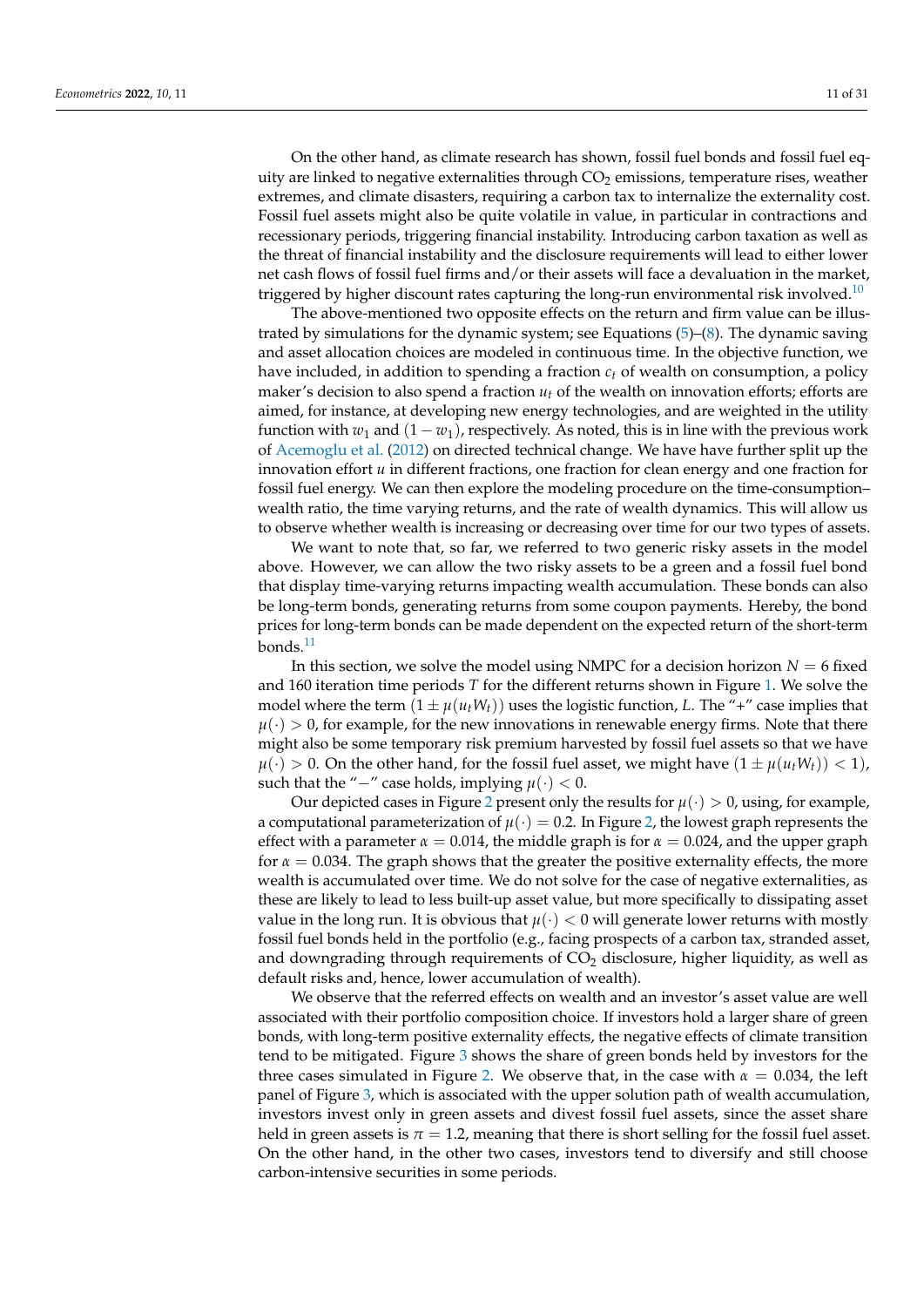On the other hand, as climate research has shown, fossil fuel bonds and fossil fuel equity are linked to negative externalities through $CO_2$ emissions, temperature rises, weather extremes, and climate disasters, requiring a carbon tax to internalize the externality cost. Fossil fuel assets might also be quite volatile in value, in particular in contractions and recessionary periods, triggering financial instability. Introducing carbon taxation as well as the threat of financial instability and the disclosure requirements will lead to either lower net cash flows of fossil fuel firms and/or their assets will face a devaluation in the market, triggered by higher discount rates capturing the long-run environmental risk involved.[10]

The above-mentioned two opposite effects on the return and firm value can be illustrated by simulations for the dynamic system; see Equations (5)–(8). The dynamic saving and asset allocation choices are modeled in continuous time. In the objective function, we have included, in addition to spending a fraction $c_t$ of wealth on consumption, a policy maker's decision to also spend a fraction $u_t$ of the wealth on innovation efforts; efforts are aimed, for instance, at developing new energy technologies, and are weighted in the utility function with $w_1$ and $(1 - w_1)$, respectively. As noted, this is in line with the previous work of Acemoglu et al. (2012) on directed technical change. We have have further split up the innovation effort $u$ in different fractions, one fraction for clean energy and one fraction for fossil fuel energy. We can then explore the modeling procedure on the time-consumption–wealth ratio, the time varying returns, and the rate of wealth dynamics. This will allow us to observe whether wealth is increasing or decreasing over time for our two types of assets.

We want to note that, so far, we referred to two generic risky assets in the model above. However, we can allow the two risky assets to be a green and a fossil fuel bond that display time-varying returns impacting wealth accumulation. These bonds can also be long-term bonds, generating returns from some coupon payments. Hereby, the bond prices for long-term bonds can be made dependent on the expected return of the short-term bonds.[11]

In this section, we solve the model using NMPC for a decision horizon $N = 6$ fixed and 160 iteration time periods $T$ for the different returns shown in Figure 1. We solve the model where the term $(1 \pm \mu(u_t W_t))$ uses the logistic function, $L$. The "+" case implies that $\mu(\cdot) > 0$, for example, for the new innovations in renewable energy firms. Note that there might also be some temporary risk premium harvested by fossil fuel assets so that we have $\mu(\cdot) > 0$. On the other hand, for the fossil fuel asset, we might have $(1 \pm \mu(u_t W_t)) < 1)$, such that the "$-$" case holds, implying $\mu(\cdot) < 0$.

Our depicted cases in Figure 2 present only the results for $\mu(\cdot) > 0$, using, for example, a computational parameterization of $\mu(\cdot) = 0.2$. In Figure 2, the lowest graph represents the effect with a parameter $\alpha = 0.014$, the middle graph is for $\alpha = 0.024$, and the upper graph for $\alpha = 0.034$. The graph shows that the greater the positive externality effects, the more wealth is accumulated over time. We do not solve for the case of negative externalities, as these are likely to lead to less built-up asset value, but more specifically to dissipating asset value in the long run. It is obvious that $\mu(\cdot) < 0$ will generate lower returns with mostly fossil fuel bonds held in the portfolio (e.g., facing prospects of a carbon tax, stranded asset, and downgrading through requirements of $CO_2$ disclosure, higher liquidity, as well as default risks and, hence, lower accumulation of wealth).

We observe that the referred effects on wealth and an investor's asset value are well associated with their portfolio composition choice. If investors hold a larger share of green bonds, with long-term positive externality effects, the negative effects of climate transition tend to be mitigated. Figure 3 shows the share of green bonds held by investors for the three cases simulated in Figure 2. We observe that, in the case with $\alpha = 0.034$, the left panel of Figure 3, which is associated with the upper solution path of wealth accumulation, investors invest only in green assets and divest fossil fuel assets, since the asset share held in green assets is $\pi = 1.2$, meaning that there is short selling for the fossil fuel asset. On the other hand, in the other two cases, investors tend to diversify and still choose carbon-intensive securities in some periods.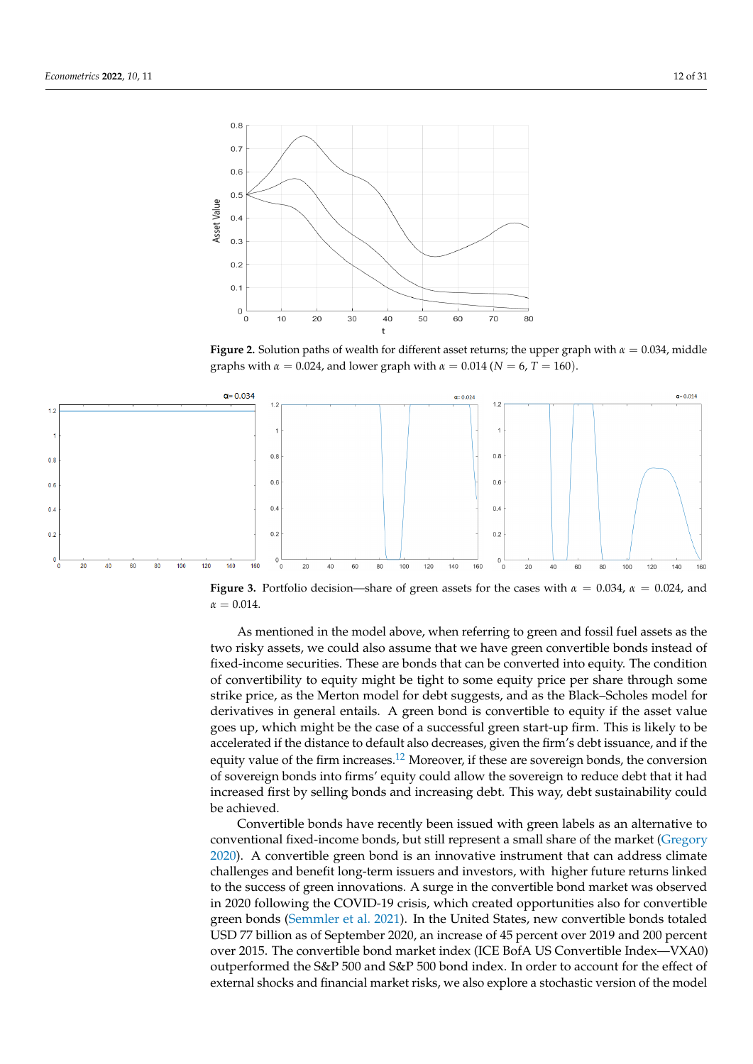**Figure 2.** Solution paths of wealth for different asset returns; the upper graph with $\alpha = 0.034$, middle graphs with $\alpha = 0.024$, and lower graph with $\alpha = 0.014$ ($N = 6$, $T = 160$).

**Figure 3.** Portfolio decision—share of green assets for the cases with $\alpha = 0.034$, $\alpha = 0.024$, and $\alpha = 0.014$.

As mentioned in the model above, when referring to green and fossil fuel assets as the two risky assets, we could also assume that we have green convertible bonds instead of fixed-income securities. These are bonds that can be converted into equity. The condition of convertibility to equity might be tight to some equity price per share through some strike price, as the Merton model for debt suggests, and as the Black–Scholes model for derivatives in general entails. A green bond is convertible to equity if the asset value goes up, which might be the case of a successful green start-up firm. This is likely to be accelerated if the distance to default also decreases, given the firm's debt issuance, and if the equity value of the firm increases.[12] Moreover, if these are sovereign bonds, the conversion of sovereign bonds into firms' equity could allow the sovereign to reduce debt that it had increased first by selling bonds and increasing debt. This way, debt sustainability could be achieved.

Convertible bonds have recently been issued with green labels as an alternative to conventional fixed-income bonds, but still represent a small share of the market (Gregory 2020). A convertible green bond is an innovative instrument that can address climate challenges and benefit long-term issuers and investors, with higher future returns linked to the success of green innovations. A surge in the convertible bond market was observed in 2020 following the COVID-19 crisis, which created opportunities also for convertible green bonds (Semmler et al. 2021). In the United States, new convertible bonds totaled USD 77 billion as of September 2020, an increase of 45 percent over 2019 and 200 percent over 2015. The convertible bond market index (ICE BofA US Convertible Index—VXA0) outperformed the S&P 500 and S&P 500 bond index. In order to account for the effect of external shocks and financial market risks, we also explore a stochastic version of the model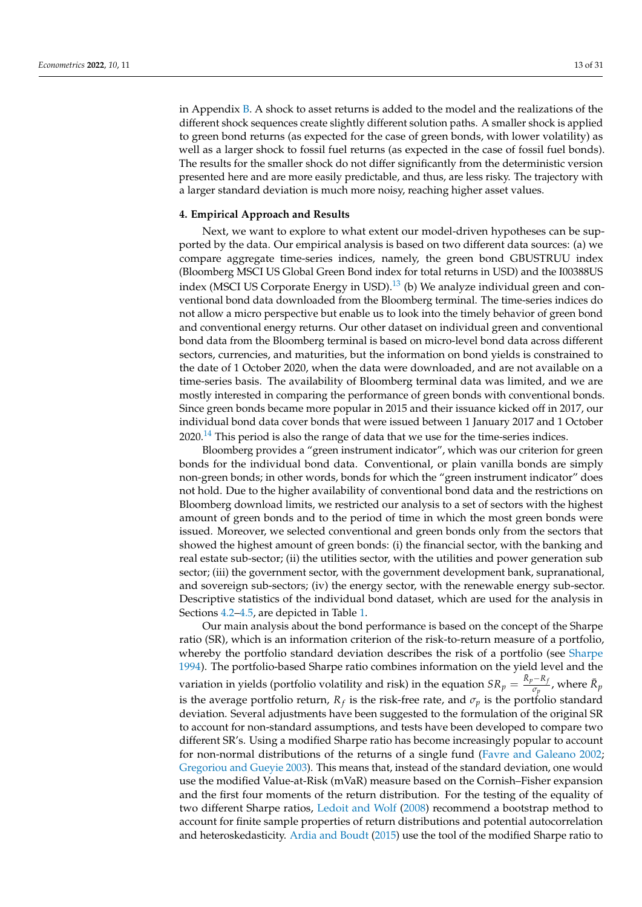in Appendix B. A shock to asset returns is added to the model and the realizations of the different shock sequences create slightly different solution paths. A smaller shock is applied to green bond returns (as expected for the case of green bonds, with lower volatility) as well as a larger shock to fossil fuel returns (as expected in the case of fossil fuel bonds). The results for the smaller shock do not differ significantly from the deterministic version presented here and are more easily predictable, and thus, are less risky. The trajectory with a larger standard deviation is much more noisy, reaching higher asset values.

## 4. Empirical Approach and Results

Next, we want to explore to what extent our model-driven hypotheses can be supported by the data. Our empirical analysis is based on two different data sources: (a) we compare aggregate time-series indices, namely, the green bond GBUSTRUU index (Bloomberg MSCI US Global Green Bond index for total returns in USD) and the I00388US index (MSCI US Corporate Energy in USD).[13] (b) We analyze individual green and conventional bond data downloaded from the Bloomberg terminal. The time-series indices do not allow a micro perspective but enable us to look into the timely behavior of green bond and conventional energy returns. Our other dataset on individual green and conventional bond data from the Bloomberg terminal is based on micro-level bond data across different sectors, currencies, and maturities, but the information on bond yields is constrained to the date of 1 October 2020, when the data were downloaded, and are not available on a time-series basis. The availability of Bloomberg terminal data was limited, and we are mostly interested in comparing the performance of green bonds with conventional bonds. Since green bonds became more popular in 2015 and their issuance kicked off in 2017, our individual bond data cover bonds that were issued between 1 January 2017 and 1 October 2020.[14] This period is also the range of data that we use for the time-series indices.

Bloomberg provides a "green instrument indicator", which was our criterion for green bonds for the individual bond data. Conventional, or plain vanilla bonds are simply non-green bonds; in other words, bonds for which the "green instrument indicator" does not hold. Due to the higher availability of conventional bond data and the restrictions on Bloomberg download limits, we restricted our analysis to a set of sectors with the highest amount of green bonds and to the period of time in which the most green bonds were issued. Moreover, we selected conventional and green bonds only from the sectors that showed the highest amount of green bonds: (i) the financial sector, with the banking and real estate sub-sector; (ii) the utilities sector, with the utilities and power generation sub sector; (iii) the government sector, with the government development bank, supranational, and sovereign sub-sectors; (iv) the energy sector, with the renewable energy sub-sector. Descriptive statistics of the individual bond dataset, which are used for the analysis in Sections 4.2–4.5, are depicted in Table 1.

Our main analysis about the bond performance is based on the concept of the Sharpe ratio (SR), which is an information criterion of the risk-to-return measure of a portfolio, whereby the portfolio standard deviation describes the risk of a portfolio (see Sharpe 1994). The portfolio-based Sharpe ratio combines information on the yield level and the variation in yields (portfolio volatility and risk) in the equation $SR_p = \frac{\bar{R}_p - R_f}{\sigma_p}$, where $\bar{R}_p$ is the average portfolio return, $R_f$ is the risk-free rate, and $\sigma_p$ is the portfolio standard deviation. Several adjustments have been suggested to the formulation of the original SR to account for non-standard assumptions, and tests have been developed to compare two different SR's. Using a modified Sharpe ratio has become increasingly popular to account for non-normal distributions of the returns of a single fund (Favre and Galeano 2002; Gregoriou and Gueyie 2003). This means that, instead of the standard deviation, one would use the modified Value-at-Risk (mVaR) measure based on the Cornish–Fisher expansion and the first four moments of the return distribution. For the testing of the equality of two different Sharpe ratios, Ledoit and Wolf (2008) recommend a bootstrap method to account for finite sample properties of return distributions and potential autocorrelation and heteroskedasticity. Ardia and Boudt (2015) use the tool of the modified Sharpe ratio to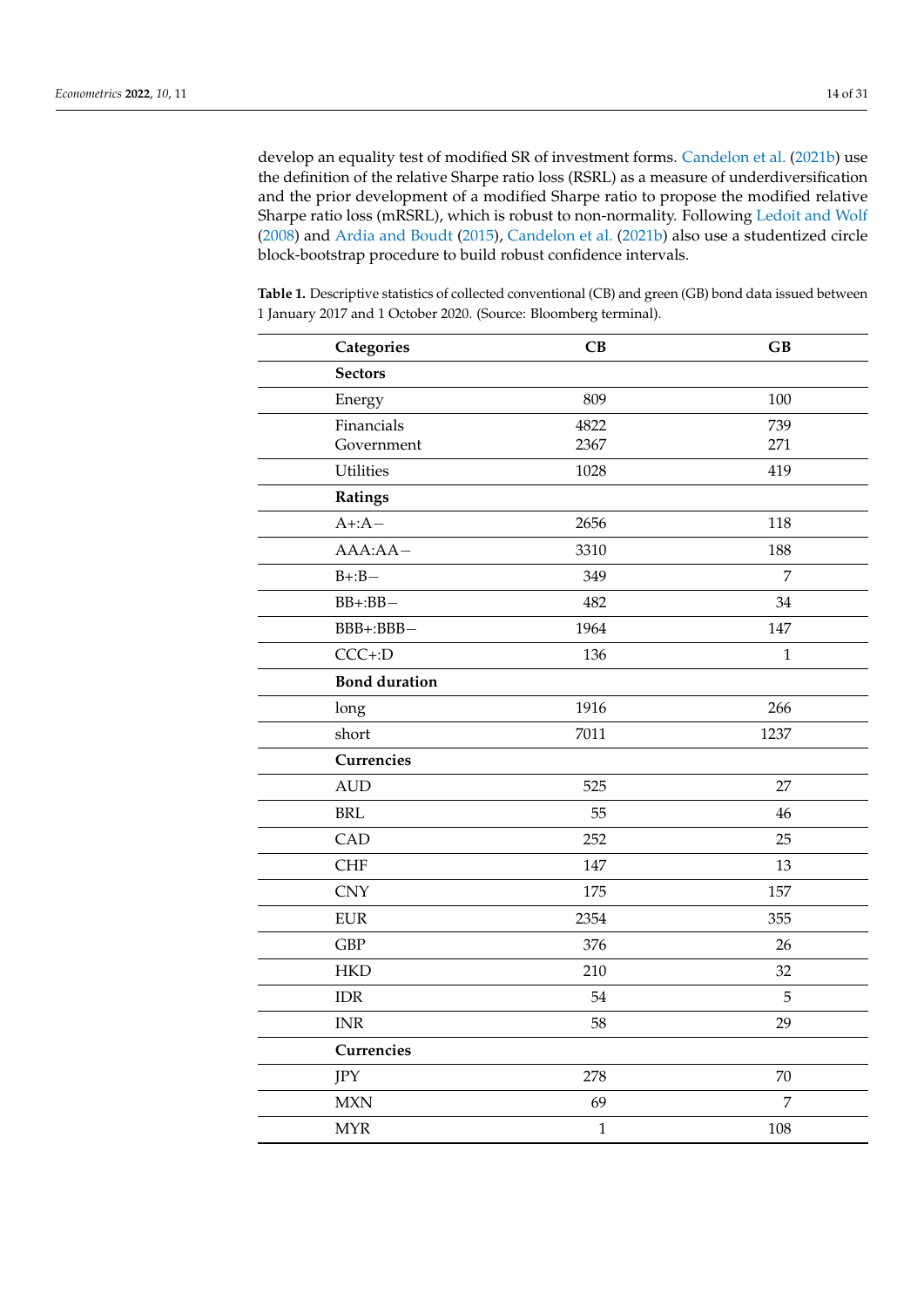develop an equality test of modified SR of investment forms. Candelon et al. (2021b) use the definition of the relative Sharpe ratio loss (RSRL) as a measure of underdiversification and the prior development of a modified Sharpe ratio to propose the modified relative Sharpe ratio loss (mRSRL), which is robust to non-normality. Following Ledoit and Wolf (2008) and Ardia and Boudt (2015), Candelon et al. (2021b) also use a studentized circle block-bootstrap procedure to build robust confidence intervals.

**Table 1.** Descriptive statistics of collected conventional (CB) and green (GB) bond data issued between 1 January 2017 and 1 October 2020. (Source: Bloomberg terminal).

| Categories | CB | GB |
|---|---|---|
| **Sectors** | | |
| Energy | 809 | 100 |
| Financials | 4822 | 739 |
| Government | 2367 | 271 |
| Utilities | 1028 | 419 |
| **Ratings** | | |
| A+:A− | 2656 | 118 |
| AAA:AA− | 3310 | 188 |
| B+:B− | 349 | 7 |
| BB+:BB− | 482 | 34 |
| BBB+:BBB− | 1964 | 147 |
| CCC+:D | 136 | 1 |
| **Bond duration** | | |
| long | 1916 | 266 |
| short | 7011 | 1237 |
| **Currencies** | | |
| AUD | 525 | 27 |
| BRL | 55 | 46 |
| CAD | 252 | 25 |
| CHF | 147 | 13 |
| CNY | 175 | 157 |
| EUR | 2354 | 355 |
| GBP | 376 | 26 |
| HKD | 210 | 32 |
| IDR | 54 | 5 |
| INR | 58 | 29 |
| **Currencies** | | |
| JPY | 278 | 70 |
| MXN | 69 | 7 |
| MYR | 1 | 108 |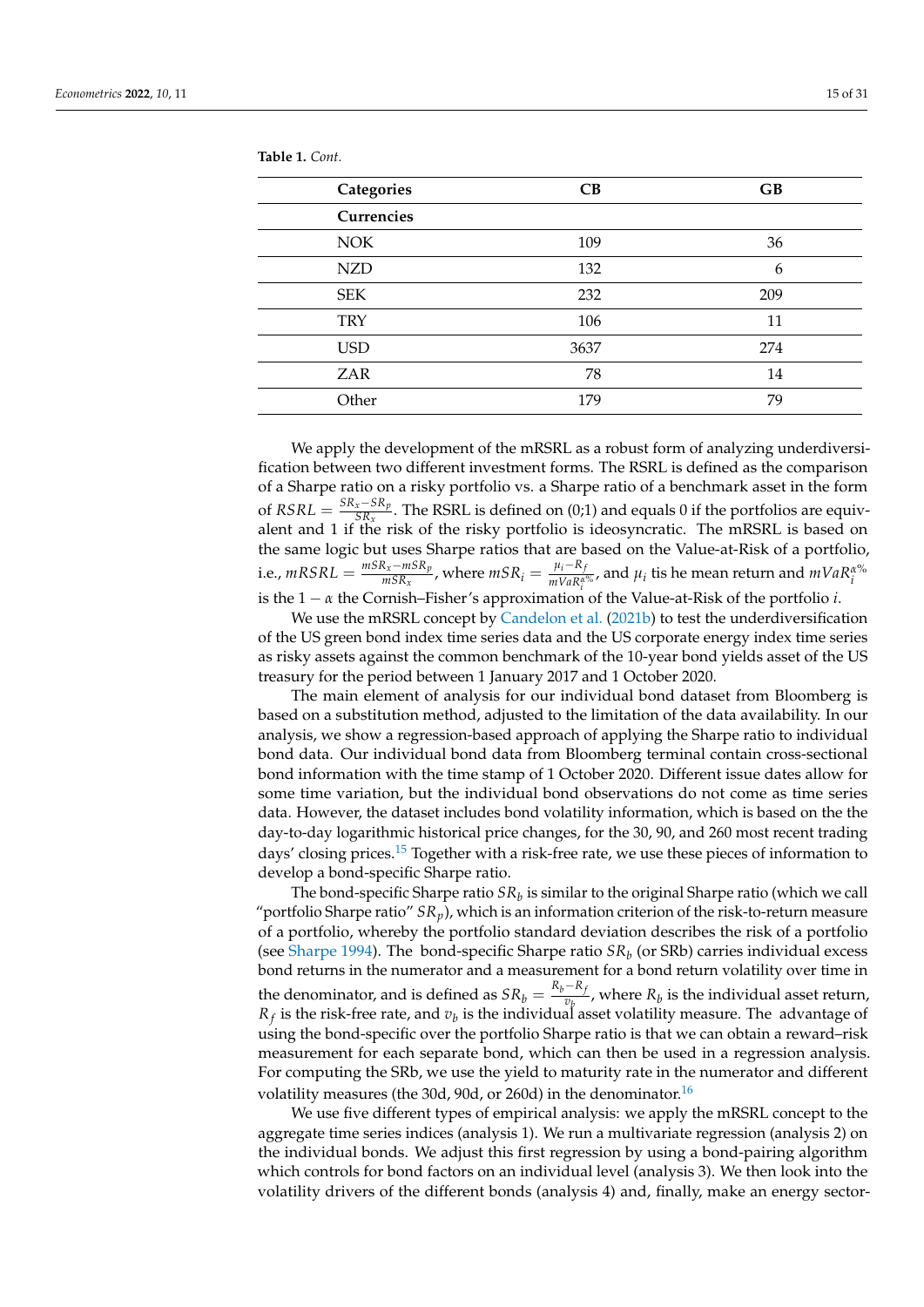**Table 1.** *Cont.*

| Categories | CB | GB |
| --- | --- | --- |
| **Currencies** | | |
| NOK | 109 | 36 |
| NZD | 132 | 6 |
| SEK | 232 | 209 |
| TRY | 106 | 11 |
| USD | 3637 | 274 |
| ZAR | 78 | 14 |
| Other | 179 | 79 |

We apply the development of the mRSRL as a robust form of analyzing underdiversification between two different investment forms. The RSRL is defined as the comparison of a Sharpe ratio on a risky portfolio vs. a Sharpe ratio of a benchmark asset in the form of $RSRL = \frac{SR_x - SR_p}{SR_x}$. The RSRL is defined on (0;1) and equals 0 if the portfolios are equivalent and 1 if the risk of the risky portfolio is ideosyncratic. The mRSRL is based on the same logic but uses Sharpe ratios that are based on the Value-at-Risk of a portfolio, i.e., $mRSRL = \frac{mSR_x - mSR_p}{mSR_x}$, where $mSR_i = \frac{\mu_i - R_f}{mVaR_i^{\alpha\%}}$, and $\mu_i$ tis he mean return and $mVaR_i^{\alpha\%}$ is the $1 - \alpha$ the Cornish–Fisher's approximation of the Value-at-Risk of the portfolio $i$.

We use the mRSRL concept by Candelon et al. (2021b) to test the underdiversification of the US green bond index time series data and the US corporate energy index time series as risky assets against the common benchmark of the 10-year bond yields asset of the US treasury for the period between 1 January 2017 and 1 October 2020.

The main element of analysis for our individual bond dataset from Bloomberg is based on a substitution method, adjusted to the limitation of the data availability. In our analysis, we show a regression-based approach of applying the Sharpe ratio to individual bond data. Our individual bond data from Bloomberg terminal contain cross-sectional bond information with the time stamp of 1 October 2020. Different issue dates allow for some time variation, but the individual bond observations do not come as time series data. However, the dataset includes bond volatility information, which is based on the the day-to-day logarithmic historical price changes, for the 30, 90, and 260 most recent trading days' closing prices.[15] Together with a risk-free rate, we use these pieces of information to develop a bond-specific Sharpe ratio.

The bond-specific Sharpe ratio $SR_b$ is similar to the original Sharpe ratio (which we call "portfolio Sharpe ratio" $SR_p$), which is an information criterion of the risk-to-return measure of a portfolio, whereby the portfolio standard deviation describes the risk of a portfolio (see Sharpe 1994). The bond-specific Sharpe ratio $SR_b$ (or SRb) carries individual excess bond returns in the numerator and a measurement for a bond return volatility over time in the denominator, and is defined as $SR_b = \frac{R_b - R_f}{v_b}$, where $R_b$ is the individual asset return, $R_f$ is the risk-free rate, and $v_b$ is the individual asset volatility measure. The advantage of using the bond-specific over the portfolio Sharpe ratio is that we can obtain a reward–risk measurement for each separate bond, which can then be used in a regression analysis. For computing the SRb, we use the yield to maturity rate in the numerator and different volatility measures (the 30d, 90d, or 260d) in the denominator.[16]

We use five different types of empirical analysis: we apply the mRSRL concept to the aggregate time series indices (analysis 1). We run a multivariate regression (analysis 2) on the individual bonds. We adjust this first regression by using a bond-pairing algorithm which controls for bond factors on an individual level (analysis 3). We then look into the volatility drivers of the different bonds (analysis 4) and, finally, make an energy sector-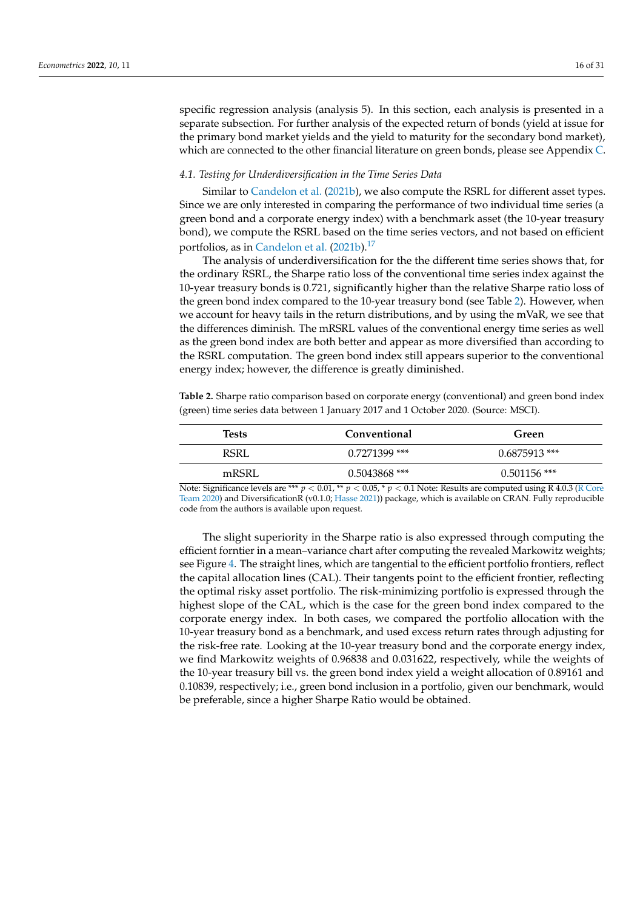specific regression analysis (analysis 5). In this section, each analysis is presented in a separate subsection. For further analysis of the expected return of bonds (yield at issue for the primary bond market yields and the yield to maturity for the secondary bond market), which are connected to the other financial literature on green bonds, please see Appendix C.

### *4.1. Testing for Underdiversification in the Time Series Data*

Similar to Candelon et al. (2021b), we also compute the RSRL for different asset types. Since we are only interested in comparing the performance of two individual time series (a green bond and a corporate energy index) with a benchmark asset (the 10-year treasury bond), we compute the RSRL based on the time series vectors, and not based on efficient portfolios, as in Candelon et al. (2021b).[17]

The analysis of underdiversification for the the different time series shows that, for the ordinary RSRL, the Sharpe ratio loss of the conventional time series index against the 10-year treasury bonds is 0.721, significantly higher than the relative Sharpe ratio loss of the green bond index compared to the 10-year treasury bond (see Table 2). However, when we account for heavy tails in the return distributions, and by using the mVaR, we see that the differences diminish. The mRSRL values of the conventional energy time series as well as the green bond index are both better and appear as more diversified than according to the RSRL computation. The green bond index still appears superior to the conventional energy index; however, the difference is greatly diminished.

**Table 2.** Sharpe ratio comparison based on corporate energy (conventional) and green bond index (green) time series data between 1 January 2017 and 1 October 2020. (Source: MSCI).

| Tests | Conventional | Green |
|---|---|---|
| RSRL | 0.7271399 *** | 0.6875913 *** |
| mRSRL | 0.5043868 *** | 0.501156 *** |

Note: Significance levels are *** $p < 0.01$, ** $p < 0.05$, * $p < 0.1$ Note: Results are computed using R 4.0.3 (R Core Team 2020) and DiversificationR (v0.1.0; Hasse 2021)) package, which is available on CRAN. Fully reproducible code from the authors is available upon request.

The slight superiority in the Sharpe ratio is also expressed through computing the efficient forntier in a mean–variance chart after computing the revealed Markowitz weights; see Figure 4. The straight lines, which are tangential to the efficient portfolio frontiers, reflect the capital allocation lines (CAL). Their tangents point to the efficient frontier, reflecting the optimal risky asset portfolio. The risk-minimizing portfolio is expressed through the highest slope of the CAL, which is the case for the green bond index compared to the corporate energy index. In both cases, we compared the portfolio allocation with the 10-year treasury bond as a benchmark, and used excess return rates through adjusting for the risk-free rate. Looking at the 10-year treasury bond and the corporate energy index, we find Markowitz weights of 0.96838 and 0.031622, respectively, while the weights of the 10-year treasury bill vs. the green bond index yield a weight allocation of 0.89161 and 0.10839, respectively; i.e., green bond inclusion in a portfolio, given our benchmark, would be preferable, since a higher Sharpe Ratio would be obtained.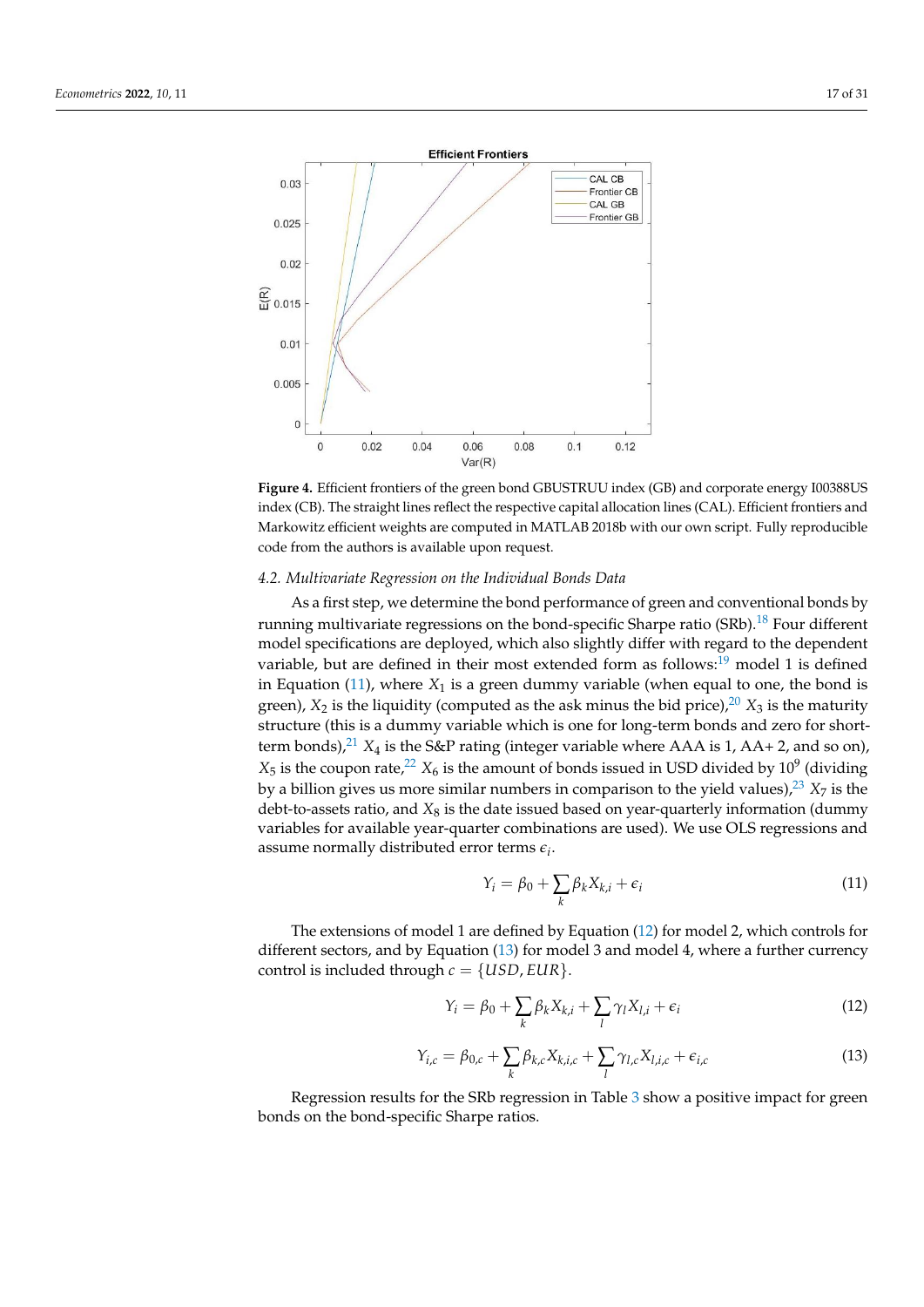**Figure 4.** Efficient frontiers of the green bond GBUSTRUU index (GB) and corporate energy I00388US index (CB). The straight lines reflect the respective capital allocation lines (CAL). Efficient frontiers and Markowitz efficient weights are computed in MATLAB 2018b with our own script. Fully reproducible code from the authors is available upon request.

### *4.2. Multivariate Regression on the Individual Bonds Data*

As a first step, we determine the bond performance of green and conventional bonds by running multivariate regressions on the bond-specific Sharpe ratio (SRb).[18] Four different model specifications are deployed, which also slightly differ with regard to the dependent variable, but are defined in their most extended form as follows:[19] model 1 is defined in Equation (11), where $X_1$ is a green dummy variable (when equal to one, the bond is green), $X_2$ is the liquidity (computed as the ask minus the bid price),[20] $X_3$ is the maturity structure (this is a dummy variable which is one for long-term bonds and zero for short-term bonds),[21] $X_4$ is the S&P rating (integer variable where AAA is 1, AA+ 2, and so on), $X_5$ is the coupon rate,[22] $X_6$ is the amount of bonds issued in USD divided by $10^9$ (dividing by a billion gives us more similar numbers in comparison to the yield values),[23] $X_7$ is the debt-to-assets ratio, and $X_8$ is the date issued based on year-quarterly information (dummy variables for available year-quarter combinations are used). We use OLS regressions and assume normally distributed error terms $\epsilon_i$.

$$Y_i = \beta_0 + \sum_k \beta_k X_{k,i} + \epsilon_i \tag{11}$$

The extensions of model 1 are defined by Equation (12) for model 2, which controls for different sectors, and by Equation (13) for model 3 and model 4, where a further currency control is included through $c = \{USD, EUR\}$.

$$Y_i = \beta_0 + \sum_k \beta_k X_{k,i} + \sum_l \gamma_l X_{l,i} + \epsilon_i \tag{12}$$

$$Y_{i,c} = \beta_{0,c} + \sum_k \beta_{k,c} X_{k,i,c} + \sum_l \gamma_{l,c} X_{l,i,c} + \epsilon_{i,c} \tag{13}$$

Regression results for the SRb regression in Table 3 show a positive impact for green bonds on the bond-specific Sharpe ratios.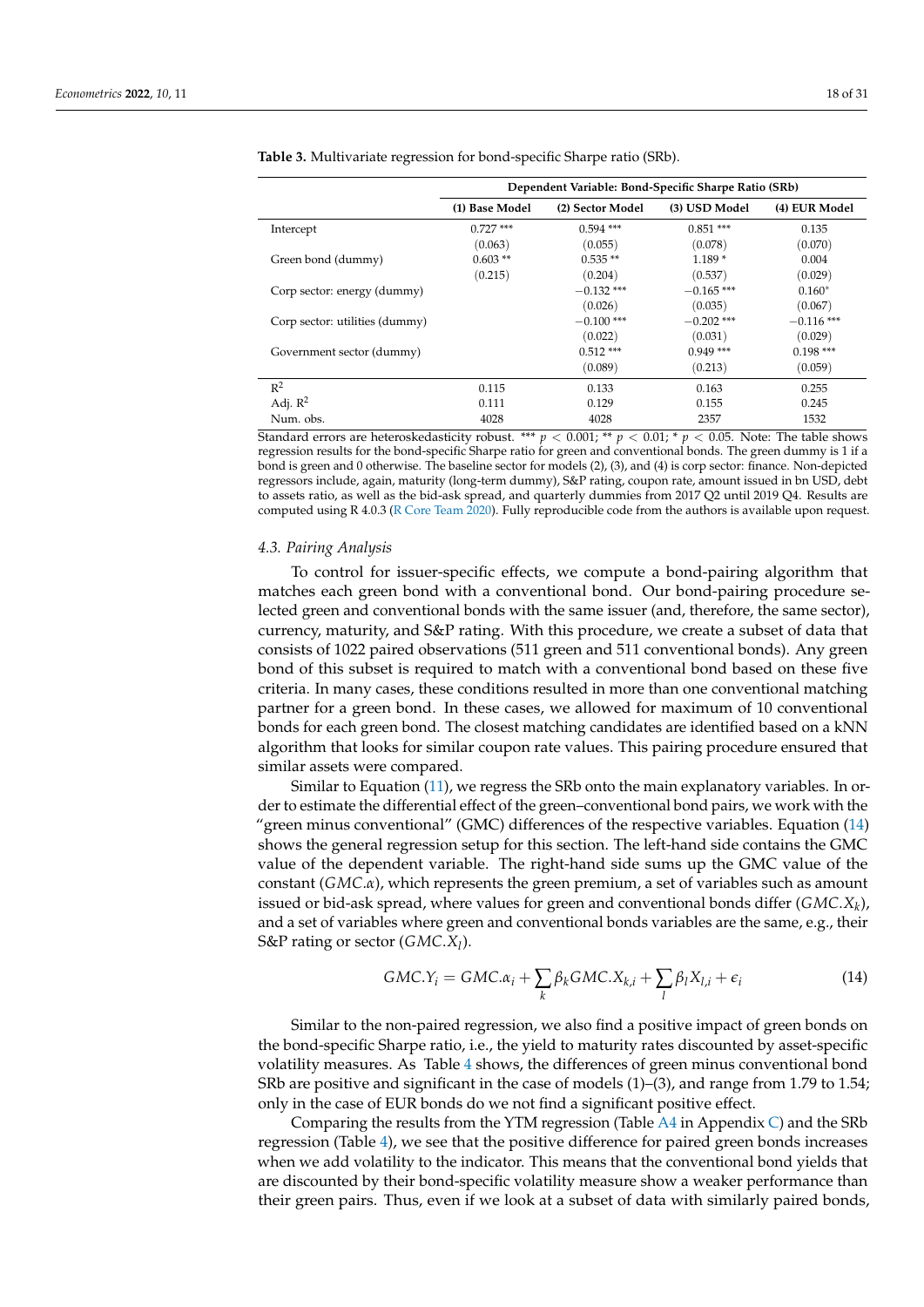**Table 3.** Multivariate regression for bond-specific Sharpe ratio (SRb).

| | Dependent Variable: Bond-Specific Sharpe Ratio (SRb) | | | |
|---|---|---|---|---|
| | (1) Base Model | (2) Sector Model | (3) USD Model | (4) EUR Model |
| Intercept | 0.727 *** | 0.594 *** | 0.851 *** | 0.135 |
| | (0.063) | (0.055) | (0.078) | (0.070) |
| Green bond (dummy) | 0.603 ** | 0.535 ** | 1.189 * | 0.004 |
| | (0.215) | (0.204) | (0.537) | (0.029) |
| Corp sector: energy (dummy) | | −0.132 *** | −0.165 *** | 0.160* |
| | | (0.026) | (0.035) | (0.067) |
| Corp sector: utilities (dummy) | | −0.100 *** | −0.202 *** | −0.116 *** |
| | | (0.022) | (0.031) | (0.029) |
| Government sector (dummy) | | 0.512 *** | 0.949 *** | 0.198 *** |
| | | (0.089) | (0.213) | (0.059) |
| $R^2$ | 0.115 | 0.133 | 0.163 | 0.255 |
| Adj. $R^2$ | 0.111 | 0.129 | 0.155 | 0.245 |
| Num. obs. | 4028 | 4028 | 2357 | 1532 |

Standard errors are heteroskedasticity robust. *** $p < 0.001$; ** $p < 0.01$; * $p < 0.05$. Note: The table shows regression results for the bond-specific Sharpe ratio for green and conventional bonds. The green dummy is 1 if a bond is green and 0 otherwise. The baseline sector for models (2), (3), and (4) is corp sector: finance. Non-depicted regressors include, again, maturity (long-term dummy), S&P rating, coupon rate, amount issued in bn USD, debt to assets ratio, as well as the bid-ask spread, and quarterly dummies from 2017 Q2 until 2019 Q4. Results are computed using R 4.0.3 (R Core Team 2020). Fully reproducible code from the authors is available upon request.

### 4.3. Pairing Analysis

To control for issuer-specific effects, we compute a bond-pairing algorithm that matches each green bond with a conventional bond. Our bond-pairing procedure selected green and conventional bonds with the same issuer (and, therefore, the same sector), currency, maturity, and S&P rating. With this procedure, we create a subset of data that consists of 1022 paired observations (511 green and 511 conventional bonds). Any green bond of this subset is required to match with a conventional bond based on these five criteria. In many cases, these conditions resulted in more than one conventional matching partner for a green bond. In these cases, we allowed for maximum of 10 conventional bonds for each green bond. The closest matching candidates are identified based on a kNN algorithm that looks for similar coupon rate values. This pairing procedure ensured that similar assets were compared.

Similar to Equation (11), we regress the SRb onto the main explanatory variables. In order to estimate the differential effect of the green–conventional bond pairs, we work with the "green minus conventional" (GMC) differences of the respective variables. Equation (14) shows the general regression setup for this section. The left-hand side contains the GMC value of the dependent variable. The right-hand side sums up the GMC value of the constant ($GMC.\alpha$), which represents the green premium, a set of variables such as amount issued or bid-ask spread, where values for green and conventional bonds differ ($GMC.X_k$), and a set of variables where green and conventional bonds variables are the same, e.g., their S&P rating or sector ($GMC.X_l$).

$$GMC.Y_i = GMC.\alpha_i + \sum_k \beta_k GMC.X_{k,i} + \sum_l \beta_l X_{l,i} + \epsilon_i \tag{14}$$

Similar to the non-paired regression, we also find a positive impact of green bonds on the bond-specific Sharpe ratio, i.e., the yield to maturity rates discounted by asset-specific volatility measures. As Table 4 shows, the differences of green minus conventional bond SRb are positive and significant in the case of models (1)–(3), and range from 1.79 to 1.54; only in the case of EUR bonds do we not find a significant positive effect.

Comparing the results from the YTM regression (Table A4 in Appendix C) and the SRb regression (Table 4), we see that the positive difference for paired green bonds increases when we add volatility to the indicator. This means that the conventional bond yields that are discounted by their bond-specific volatility measure show a weaker performance than their green pairs. Thus, even if we look at a subset of data with similarly paired bonds,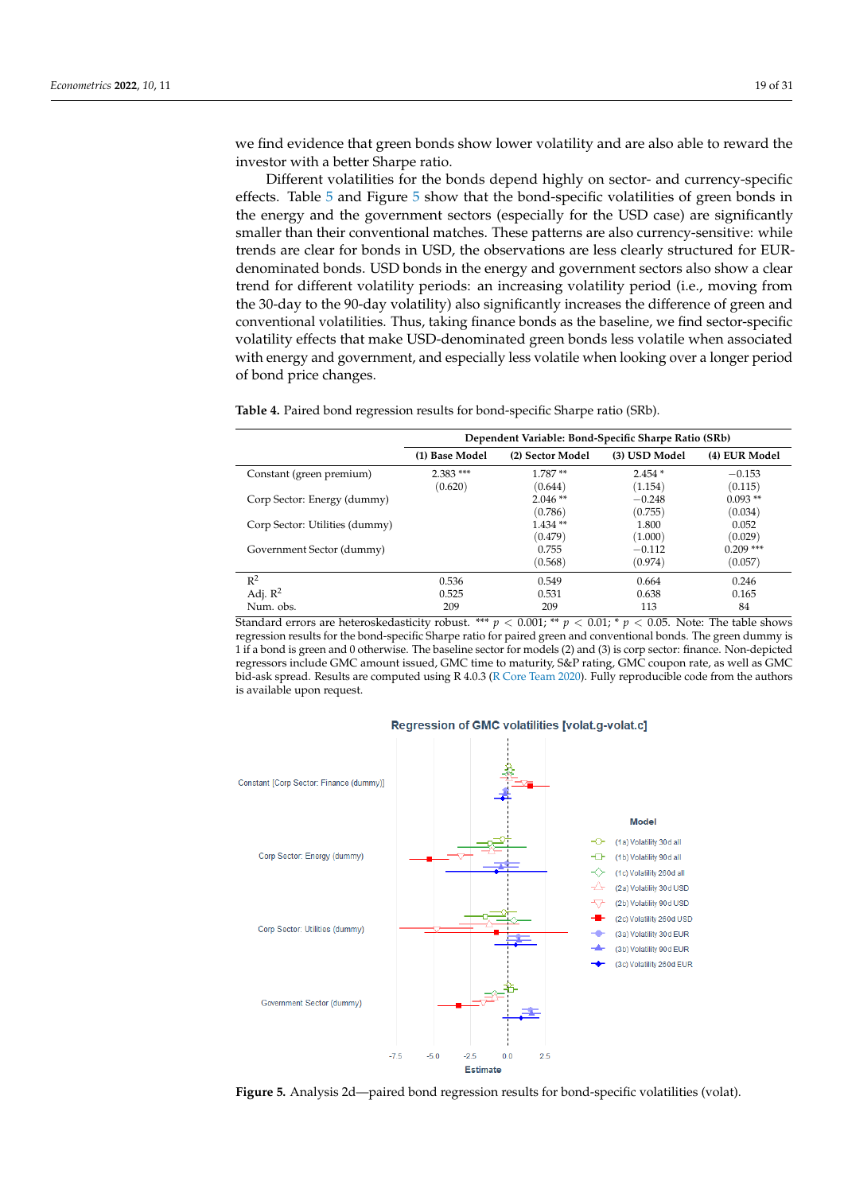we find evidence that green bonds show lower volatility and are also able to reward the investor with a better Sharpe ratio.

Different volatilities for the bonds depend highly on sector- and currency-specific effects. Table 5 and Figure 5 show that the bond-specific volatilities of green bonds in the energy and the government sectors (especially for the USD case) are significantly smaller than their conventional matches. These patterns are also currency-sensitive: while trends are clear for bonds in USD, the observations are less clearly structured for EUR-denominated bonds. USD bonds in the energy and government sectors also show a clear trend for different volatility periods: an increasing volatility period (i.e., moving from the 30-day to the 90-day volatility) also significantly increases the difference of green and conventional volatilities. Thus, taking finance bonds as the baseline, we find sector-specific volatility effects that make USD-denominated green bonds less volatile when associated with energy and government, and especially less volatile when looking over a longer period of bond price changes.

**Table 4.** Paired bond regression results for bond-specific Sharpe ratio (SRb).

| | Dependent Variable: Bond-Specific Sharpe Ratio (SRb) | | | |
|---|---|---|---|---|
| | **(1) Base Model** | **(2) Sector Model** | **(3) USD Model** | **(4) EUR Model** |
| Constant (green premium) | 2.383 *** | 1.787 ** | 2.454 * | −0.153 |
| | (0.620) | (0.644) | (1.154) | (0.115) |
| Corp Sector: Energy (dummy) | | 2.046 ** | −0.248 | 0.093 ** |
| | | (0.786) | (0.755) | (0.034) |
| Corp Sector: Utilities (dummy) | | 1.434 ** | 1.800 | 0.052 |
| | | (0.479) | (1.000) | (0.029) |
| Government Sector (dummy) | | 0.755 | −0.112 | 0.209 *** |
| | | (0.568) | (0.974) | (0.057) |
| $R^2$ | 0.536 | 0.549 | 0.664 | 0.246 |
| Adj. $R^2$ | 0.525 | 0.531 | 0.638 | 0.165 |
| Num. obs. | 209 | 209 | 113 | 84 |

Standard errors are heteroskedasticity robust. *** $p < 0.001$; ** $p < 0.01$; * $p < 0.05$. Note: The table shows regression results for the bond-specific Sharpe ratio for paired green and conventional bonds. The green dummy is 1 if a bond is green and 0 otherwise. The baseline sector for models (2) and (3) is corp sector: finance. Non-depicted regressors include GMC amount issued, GMC time to maturity, S&P rating, GMC coupon rate, as well as GMC bid-ask spread. Results are computed using R 4.0.3 (R Core Team 2020). Fully reproducible code from the authors is available upon request.

**Figure 5.** Analysis 2d—paired bond regression results for bond-specific volatilities (volat).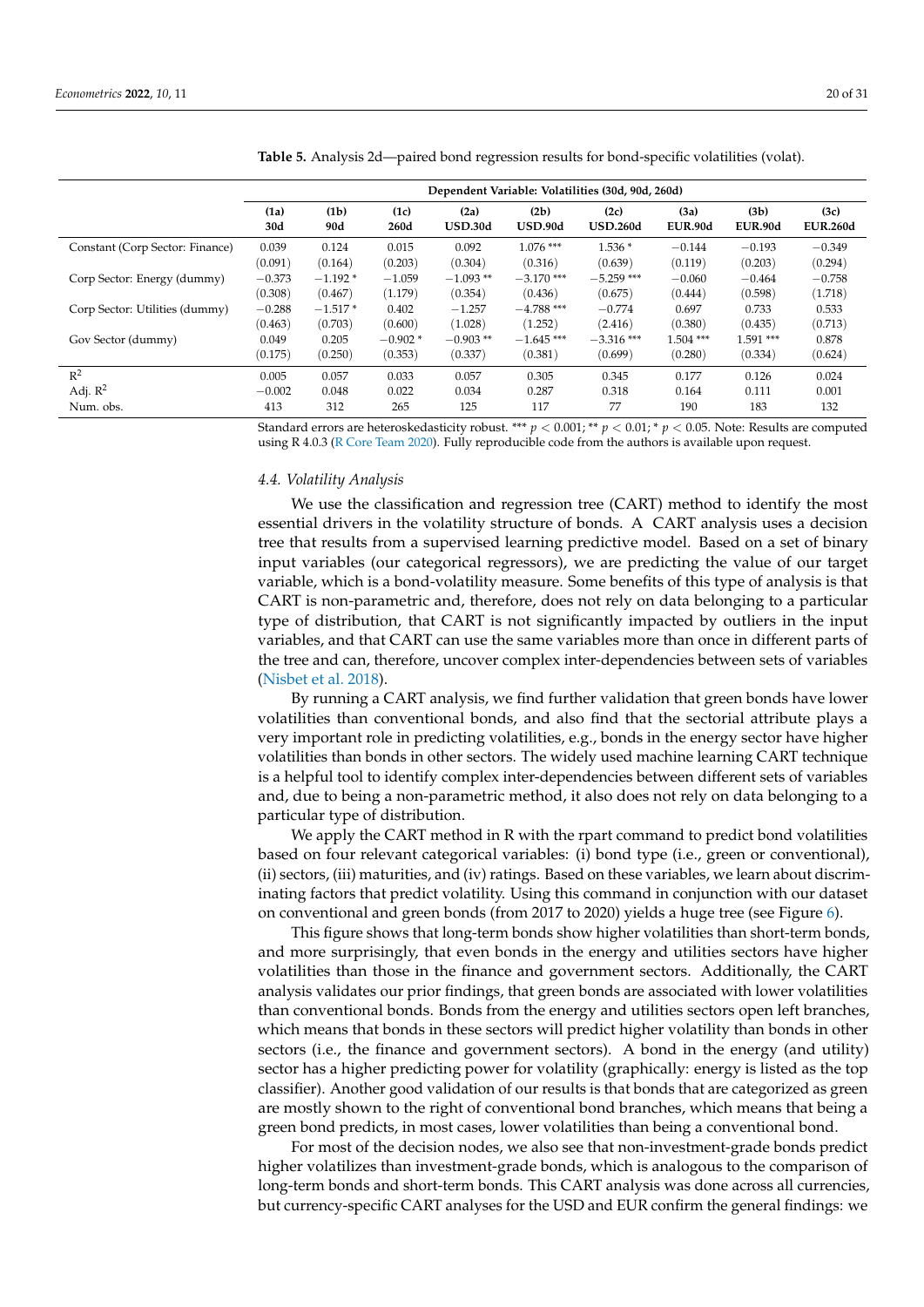**Table 5.** Analysis 2d—paired bond regression results for bond-specific volatilities (volat).

| | Dependent Variable: Volatilities (30d, 90d, 260d) | | | | | | | | |
|---|---|---|---|---|---|---|---|---|---|
| | **(1a) 30d** | **(1b) 90d** | **(1c) 260d** | **(2a) USD.30d** | **(2b) USD.90d** | **(2c) USD.260d** | **(3a) EUR.90d** | **(3b) EUR.90d** | **(3c) EUR.260d** |
| Constant (Corp Sector: Finance) | 0.039 | 0.124 | 0.015 | 0.092 | 1.076 *** | 1.536 * | −0.144 | −0.193 | −0.349 |
| | (0.091) | (0.164) | (0.203) | (0.304) | (0.316) | (0.639) | (0.119) | (0.203) | (0.294) |
| Corp Sector: Energy (dummy) | −0.373 | −1.192 * | −1.059 | −1.093 ** | −3.170 *** | −5.259 *** | −0.060 | −0.464 | −0.758 |
| | (0.308) | (0.467) | (1.179) | (0.354) | (0.436) | (0.675) | (0.444) | (0.598) | (1.718) |
| Corp Sector: Utilities (dummy) | −0.288 | −1.517 * | 0.402 | −1.257 | −4.788 *** | −0.774 | 0.697 | 0.733 | 0.533 |
| | (0.463) | (0.703) | (0.600) | (1.028) | (1.252) | (2.416) | (0.380) | (0.435) | (0.713) |
| Gov Sector (dummy) | 0.049 | 0.205 | −0.902 * | −0.903 ** | −1.645 *** | −3.316 *** | 1.504 *** | 1.591 *** | 0.878 |
| | (0.175) | (0.250) | (0.353) | (0.337) | (0.381) | (0.699) | (0.280) | (0.334) | (0.624) |
| $R^2$ | 0.005 | 0.057 | 0.033 | 0.057 | 0.305 | 0.345 | 0.177 | 0.126 | 0.024 |
| Adj. $R^2$ | −0.002 | 0.048 | 0.022 | 0.034 | 0.287 | 0.318 | 0.164 | 0.111 | 0.001 |
| Num. obs. | 413 | 312 | 265 | 125 | 117 | 77 | 190 | 183 | 132 |

Standard errors are heteroskedasticity robust. *** $p < 0.001$; ** $p < 0.01$; * $p < 0.05$. Note: Results are computed using R 4.0.3 (R Core Team 2020). Fully reproducible code from the authors is available upon request.

### 4.4. Volatility Analysis

We use the classification and regression tree (CART) method to identify the most essential drivers in the volatility structure of bonds. A CART analysis uses a decision tree that results from a supervised learning predictive model. Based on a set of binary input variables (our categorical regressors), we are predicting the value of our target variable, which is a bond-volatility measure. Some benefits of this type of analysis is that CART is non-parametric and, therefore, does not rely on data belonging to a particular type of distribution, that CART is not significantly impacted by outliers in the input variables, and that CART can use the same variables more than once in different parts of the tree and can, therefore, uncover complex inter-dependencies between sets of variables (Nisbet et al. 2018).

By running a CART analysis, we find further validation that green bonds have lower volatilities than conventional bonds, and also find that the sectorial attribute plays a very important role in predicting volatilities, e.g., bonds in the energy sector have higher volatilities than bonds in other sectors. The widely used machine learning CART technique is a helpful tool to identify complex inter-dependencies between different sets of variables and, due to being a non-parametric method, it also does not rely on data belonging to a particular type of distribution.

We apply the CART method in R with the rpart command to predict bond volatilities based on four relevant categorical variables: (i) bond type (i.e., green or conventional), (ii) sectors, (iii) maturities, and (iv) ratings. Based on these variables, we learn about discriminating factors that predict volatility. Using this command in conjunction with our dataset on conventional and green bonds (from 2017 to 2020) yields a huge tree (see Figure 6).

This figure shows that long-term bonds show higher volatilities than short-term bonds, and more surprisingly, that even bonds in the energy and utilities sectors have higher volatilities than those in the finance and government sectors. Additionally, the CART analysis validates our prior findings, that green bonds are associated with lower volatilities than conventional bonds. Bonds from the energy and utilities sectors open left branches, which means that bonds in these sectors will predict higher volatility than bonds in other sectors (i.e., the finance and government sectors). A bond in the energy (and utility) sector has a higher predicting power for volatility (graphically: energy is listed as the top classifier). Another good validation of our results is that bonds that are categorized as green are mostly shown to the right of conventional bond branches, which means that being a green bond predicts, in most cases, lower volatilities than being a conventional bond.

For most of the decision nodes, we also see that non-investment-grade bonds predict higher volatilizes than investment-grade bonds, which is analogous to the comparison of long-term bonds and short-term bonds. This CART analysis was done across all currencies, but currency-specific CART analyses for the USD and EUR confirm the general findings: we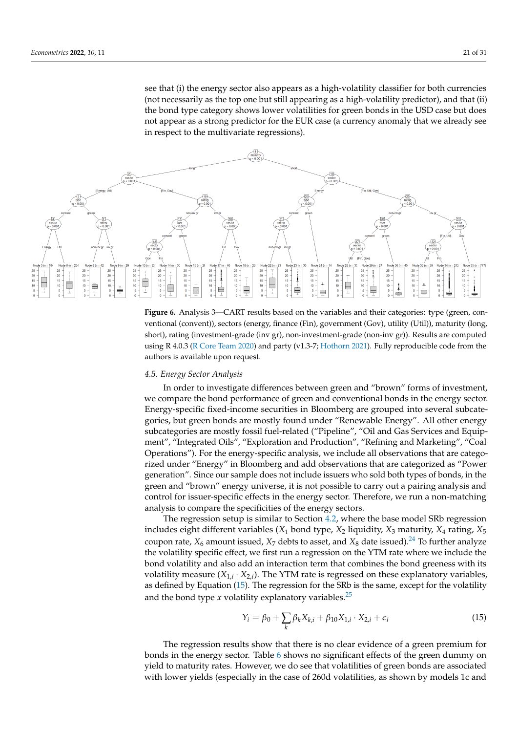see that (i) the energy sector also appears as a high-volatility classifier for both currencies (not necessarily as the top one but still appearing as a high-volatility predictor), and that (ii) the bond type category shows lower volatilities for green bonds in the USD case but does not appear as a strong predictor for the EUR case (a currency anomaly that we already see in respect to the multivariate regressions).

**Figure 6.** Analysis 3—CART results based on the variables and their categories: type (green, conventional (convent)), sectors (energy, finance (Fin), government (Gov), utility (Util)), maturity (long, short), rating (investment-grade (inv gr), non-investment-grade (non-inv gr)). Results are computed using R 4.0.3 (R Core Team 2020) and party (v1.3-7; Hothorn 2021). Fully reproducible code from the authors is available upon request.

### *4.5. Energy Sector Analysis*

In order to investigate differences between green and "brown" forms of investment, we compare the bond performance of green and conventional bonds in the energy sector. Energy-specific fixed-income securities in Bloomberg are grouped into several subcategories, but green bonds are mostly found under "Renewable Energy". All other energy subcategories are mostly fossil fuel-related ("Pipeline", "Oil and Gas Services and Equipment", "Integrated Oils", "Exploration and Production", "Refining and Marketing", "Coal Operations"). For the energy-specific analysis, we include all observations that are categorized under "Energy" in Bloomberg and add observations that are categorized as "Power generation". Since our sample does not include issuers who sold both types of bonds, in the green and "brown" energy universe, it is not possible to carry out a pairing analysis and control for issuer-specific effects in the energy sector. Therefore, we run a non-matching analysis to compare the specificities of the energy sectors.

The regression setup is similar to Section 4.2, where the base model SRb regression includes eight different variables ($X_1$ bond type, $X_2$ liquidity, $X_3$ maturity, $X_4$ rating, $X_5$ coupon rate, $X_6$ amount issued, $X_7$ debts to asset, and $X_8$ date issued).[24] To further analyze the volatility specific effect, we first run a regression on the YTM rate where we include the bond volatility and also add an interaction term that combines the bond greeness with its volatility measure ($X_{1,i} \cdot X_{2,i}$). The YTM rate is regressed on these explanatory variables, as defined by Equation (15). The regression for the SRb is the same, except for the volatility and the bond type $x$ volatility explanatory variables.[25]

$$Y_i = \beta_0 + \sum_k \beta_k X_{k,i} + \beta_{10} X_{1,i} \cdot X_{2,i} + \epsilon_i \tag{15}$$

The regression results show that there is no clear evidence of a green premium for bonds in the energy sector. Table 6 shows no significant effects of the green dummy on yield to maturity rates. However, we do see that volatilities of green bonds are associated with lower yields (especially in the case of 260d volatilities, as shown by models 1c and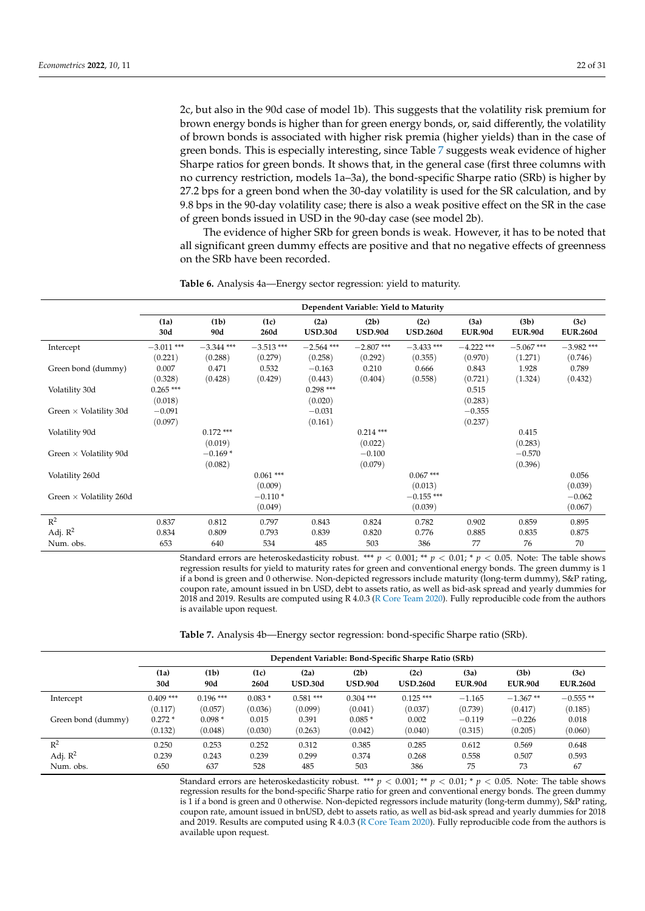2c, but also in the 90d case of model 1b). This suggests that the volatility risk premium for brown energy bonds is higher than for green energy bonds, or, said differently, the volatility of brown bonds is associated with higher risk premia (higher yields) than in the case of green bonds. This is especially interesting, since Table 7 suggests weak evidence of higher Sharpe ratios for green bonds. It shows that, in the general case (first three columns with no currency restriction, models 1a–3a), the bond-specific Sharpe ratio (SRb) is higher by 27.2 bps for a green bond when the 30-day volatility is used for the SR calculation, and by 9.8 bps in the 90-day volatility case; there is also a weak positive effect on the SR in the case of green bonds issued in USD in the 90-day case (see model 2b).

The evidence of higher SRb for green bonds is weak. However, it has to be noted that all significant green dummy effects are positive and that no negative effects of greenness on the SRb have been recorded.

**Table 6.** Analysis 4a—Energy sector regression: yield to maturity.

| | Dependent Variable: Yield to Maturity | | | | | | | | |
|---|---|---|---|---|---|---|---|---|---|
| | **(1a) 30d** | **(1b) 90d** | **(1c) 260d** | **(2a) USD.30d** | **(2b) USD.90d** | **(2c) USD.260d** | **(3a) EUR.90d** | **(3b) EUR.90d** | **(3c) EUR.260d** |
| Intercept | −3.011 *** | −3.344 *** | −3.513 *** | −2.564 *** | −2.807 *** | −3.433 *** | −4.222 *** | −5.067 *** | −3.982 *** |
| | (0.221) | (0.288) | (0.279) | (0.258) | (0.292) | (0.355) | (0.970) | (1.271) | (0.746) |
| Green bond (dummy) | 0.007 | 0.471 | 0.532 | −0.163 | 0.210 | 0.666 | 0.843 | 1.928 | 0.789 |
| | (0.328) | (0.428) | (0.429) | (0.443) | (0.404) | (0.558) | (0.721) | (1.324) | (0.432) |
| Volatility 30d | 0.265 *** | | | 0.298 *** | | | 0.515 | | |
| | (0.018) | | | (0.020) | | | (0.283) | | |
| Green × Volatility 30d | −0.091 | | | −0.031 | | | −0.355 | | |
| | (0.097) | | | (0.161) | | | (0.237) | | |
| Volatility 90d | | 0.172 *** | | | 0.214 *** | | | 0.415 | |
| | | (0.019) | | | (0.022) | | | (0.283) | |
| Green × Volatility 90d | | −0.169 * | | | −0.100 | | | −0.570 | |
| | | (0.082) | | | (0.079) | | | (0.396) | |
| Volatility 260d | | | 0.061 *** | | | 0.067 *** | | | 0.056 |
| | | | (0.009) | | | (0.013) | | | (0.039) |
| Green × Volatility 260d | | | −0.110 * | | | −0.155 *** | | | −0.062 |
| | | | (0.049) | | | (0.039) | | | (0.067) |
| $R^2$ | 0.837 | 0.812 | 0.797 | 0.843 | 0.824 | 0.782 | 0.902 | 0.859 | 0.895 |
| Adj. $R^2$ | 0.834 | 0.809 | 0.793 | 0.839 | 0.820 | 0.776 | 0.885 | 0.835 | 0.875 |
| Num. obs. | 653 | 640 | 534 | 485 | 503 | 386 | 77 | 76 | 70 |

Standard errors are heteroskedasticity robust. *** $p < 0.001$; ** $p < 0.01$; * $p < 0.05$. Note: The table shows regression results for yield to maturity rates for green and conventional energy bonds. The green dummy is 1 if a bond is green and 0 otherwise. Non-depicted regressors include maturity (long-term dummy), S&P rating, coupon rate, amount issued in bn USD, debt to assets ratio, as well as bid-ask spread and yearly dummies for 2018 and 2019. Results are computed using R 4.0.3 (R Core Team 2020). Fully reproducible code from the authors is available upon request.

**Table 7.** Analysis 4b—Energy sector regression: bond-specific Sharpe ratio (SRb).

| | Dependent Variable: Bond-Specific Sharpe Ratio (SRb) | | | | | | | | |
|---|---|---|---|---|---|---|---|---|---|
| | **(1a) 30d** | **(1b) 90d** | **(1c) 260d** | **(2a) USD.30d** | **(2b) USD.90d** | **(2c) USD.260d** | **(3a) EUR.90d** | **(3b) EUR.90d** | **(3c) EUR.260d** |
| Intercept | 0.409 *** | 0.196 *** | 0.083 * | 0.581 *** | 0.304 *** | 0.125 *** | −1.165 | −1.367 ** | −0.555 ** |
| | (0.117) | (0.057) | (0.036) | (0.099) | (0.041) | (0.037) | (0.739) | (0.417) | (0.185) |
| Green bond (dummy) | 0.272 * | 0.098 * | 0.015 | 0.391 | 0.085 * | 0.002 | −0.119 | −0.226 | 0.018 |
| | (0.132) | (0.048) | (0.030) | (0.263) | (0.042) | (0.040) | (0.315) | (0.205) | (0.060) |
| $R^2$ | 0.250 | 0.253 | 0.252 | 0.312 | 0.385 | 0.285 | 0.612 | 0.569 | 0.648 |
| Adj. $R^2$ | 0.239 | 0.243 | 0.239 | 0.299 | 0.374 | 0.268 | 0.558 | 0.507 | 0.593 |
| Num. obs. | 650 | 637 | 528 | 485 | 503 | 386 | 75 | 73 | 67 |

Standard errors are heteroskedasticity robust. *** $p < 0.001$; ** $p < 0.01$; * $p < 0.05$. Note: The table shows regression results for the bond-specific Sharpe ratio for green and conventional energy bonds. The green dummy is 1 if a bond is green and 0 otherwise. Non-depicted regressors include maturity (long-term dummy), S&P rating, coupon rate, amount issued in bnUSD, debt to assets ratio, as well as bid-ask spread and yearly dummies for 2018 and 2019. Results are computed using R 4.0.3 (R Core Team 2020). Fully reproducible code from the authors is available upon request.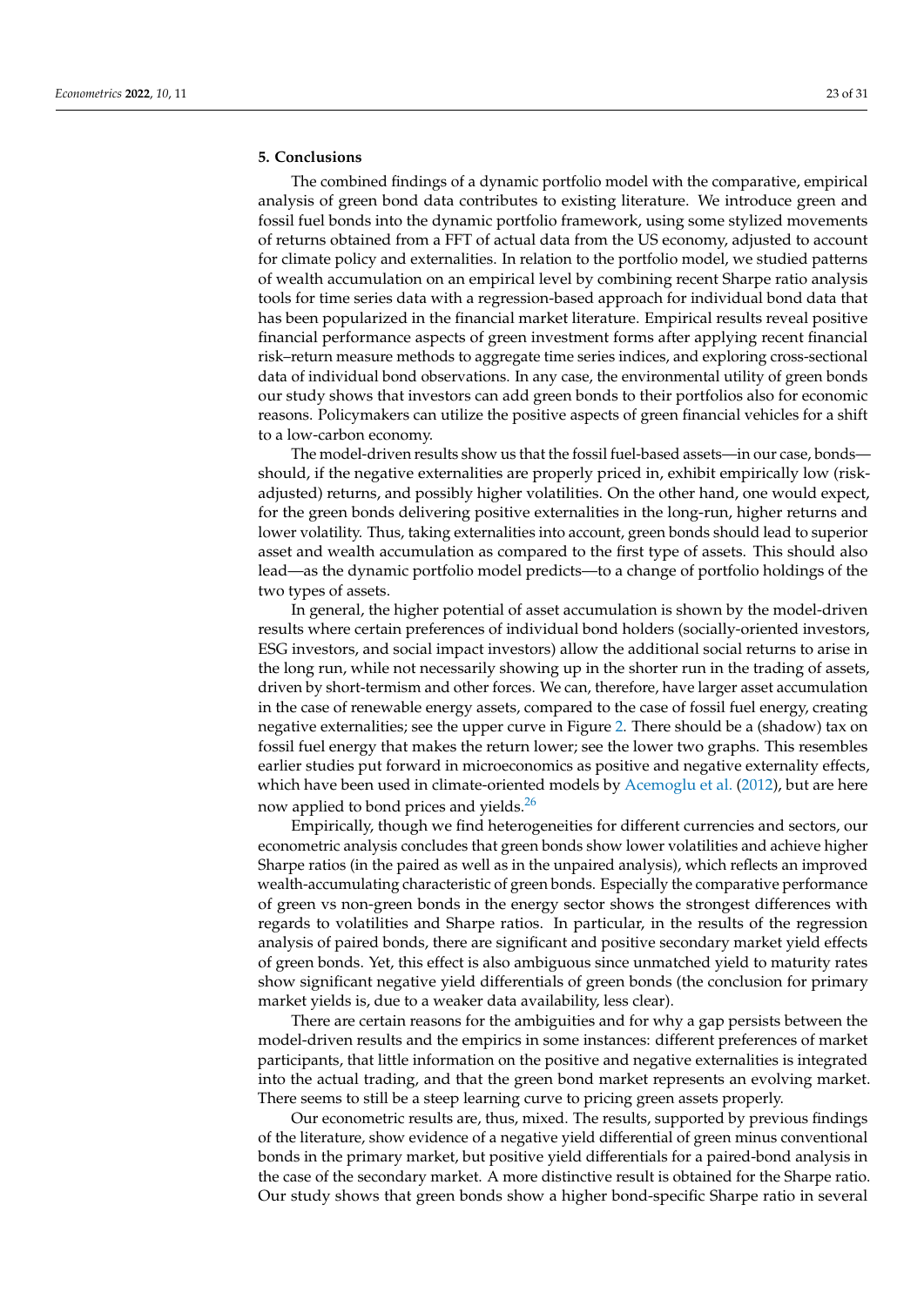## 5. Conclusions

The combined findings of a dynamic portfolio model with the comparative, empirical analysis of green bond data contributes to existing literature. We introduce green and fossil fuel bonds into the dynamic portfolio framework, using some stylized movements of returns obtained from a FFT of actual data from the US economy, adjusted to account for climate policy and externalities. In relation to the portfolio model, we studied patterns of wealth accumulation on an empirical level by combining recent Sharpe ratio analysis tools for time series data with a regression-based approach for individual bond data that has been popularized in the financial market literature. Empirical results reveal positive financial performance aspects of green investment forms after applying recent financial risk–return measure methods to aggregate time series indices, and exploring cross-sectional data of individual bond observations. In any case, the environmental utility of green bonds our study shows that investors can add green bonds to their portfolios also for economic reasons. Policymakers can utilize the positive aspects of green financial vehicles for a shift to a low-carbon economy.

The model-driven results show us that the fossil fuel-based assets—in our case, bonds—should, if the negative externalities are properly priced in, exhibit empirically low (risk-adjusted) returns, and possibly higher volatilities. On the other hand, one would expect, for the green bonds delivering positive externalities in the long-run, higher returns and lower volatility. Thus, taking externalities into account, green bonds should lead to superior asset and wealth accumulation as compared to the first type of assets. This should also lead—as the dynamic portfolio model predicts—to a change of portfolio holdings of the two types of assets.

In general, the higher potential of asset accumulation is shown by the model-driven results where certain preferences of individual bond holders (socially-oriented investors, ESG investors, and social impact investors) allow the additional social returns to arise in the long run, while not necessarily showing up in the shorter run in the trading of assets, driven by short-termism and other forces. We can, therefore, have larger asset accumulation in the case of renewable energy assets, compared to the case of fossil fuel energy, creating negative externalities; see the upper curve in Figure 2. There should be a (shadow) tax on fossil fuel energy that makes the return lower; see the lower two graphs. This resembles earlier studies put forward in microeconomics as positive and negative externality effects, which have been used in climate-oriented models by Acemoglu et al. (2012), but are here now applied to bond prices and yields.[26]

Empirically, though we find heterogeneities for different currencies and sectors, our econometric analysis concludes that green bonds show lower volatilities and achieve higher Sharpe ratios (in the paired as well as in the unpaired analysis), which reflects an improved wealth-accumulating characteristic of green bonds. Especially the comparative performance of green vs non-green bonds in the energy sector shows the strongest differences with regards to volatilities and Sharpe ratios. In particular, in the results of the regression analysis of paired bonds, there are significant and positive secondary market yield effects of green bonds. Yet, this effect is also ambiguous since unmatched yield to maturity rates show significant negative yield differentials of green bonds (the conclusion for primary market yields is, due to a weaker data availability, less clear).

There are certain reasons for the ambiguities and for why a gap persists between the model-driven results and the empirics in some instances: different preferences of market participants, that little information on the positive and negative externalities is integrated into the actual trading, and that the green bond market represents an evolving market. There seems to still be a steep learning curve to pricing green assets properly.

Our econometric results are, thus, mixed. The results, supported by previous findings of the literature, show evidence of a negative yield differential of green minus conventional bonds in the primary market, but positive yield differentials for a paired-bond analysis in the case of the secondary market. A more distinctive result is obtained for the Sharpe ratio. Our study shows that green bonds show a higher bond-specific Sharpe ratio in several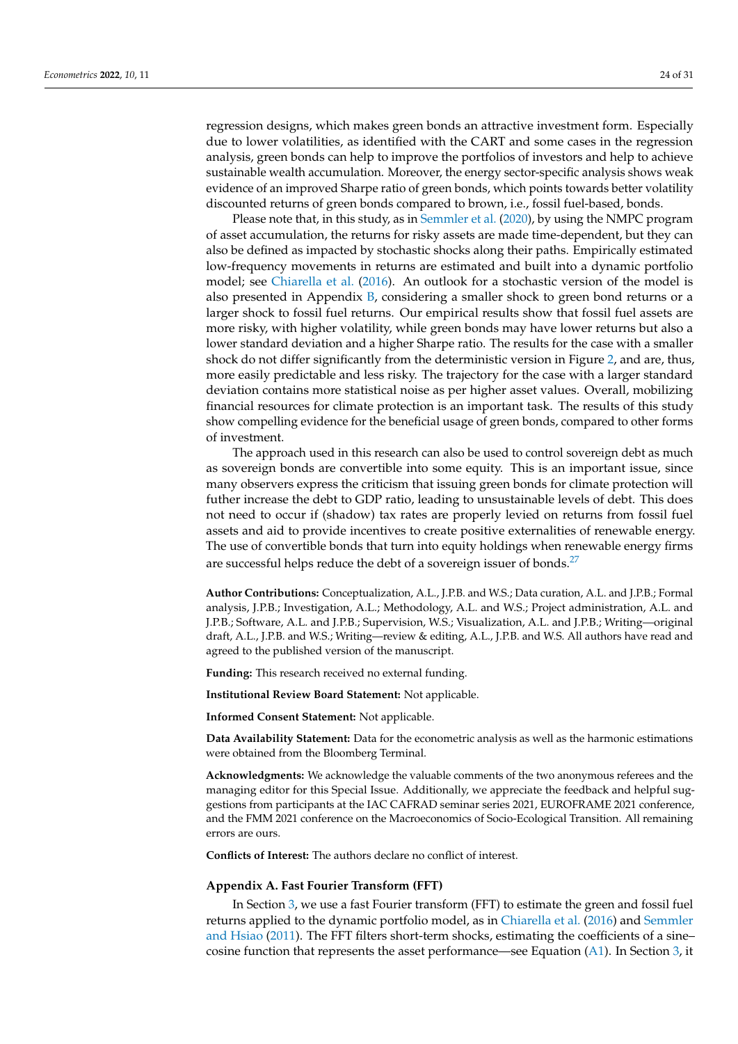regression designs, which makes green bonds an attractive investment form. Especially due to lower volatilities, as identified with the CART and some cases in the regression analysis, green bonds can help to improve the portfolios of investors and help to achieve sustainable wealth accumulation. Moreover, the energy sector-specific analysis shows weak evidence of an improved Sharpe ratio of green bonds, which points towards better volatility discounted returns of green bonds compared to brown, i.e., fossil fuel-based, bonds.

Please note that, in this study, as in Semmler et al. (2020), by using the NMPC program of asset accumulation, the returns for risky assets are made time-dependent, but they can also be defined as impacted by stochastic shocks along their paths. Empirically estimated low-frequency movements in returns are estimated and built into a dynamic portfolio model; see Chiarella et al. (2016). An outlook for a stochastic version of the model is also presented in Appendix B, considering a smaller shock to green bond returns or a larger shock to fossil fuel returns. Our empirical results show that fossil fuel assets are more risky, with higher volatility, while green bonds may have lower returns but also a lower standard deviation and a higher Sharpe ratio. The results for the case with a smaller shock do not differ significantly from the deterministic version in Figure 2, and are, thus, more easily predictable and less risky. The trajectory for the case with a larger standard deviation contains more statistical noise as per higher asset values. Overall, mobilizing financial resources for climate protection is an important task. The results of this study show compelling evidence for the beneficial usage of green bonds, compared to other forms of investment.

The approach used in this research can also be used to control sovereign debt as much as sovereign bonds are convertible into some equity. This is an important issue, since many observers express the criticism that issuing green bonds for climate protection will futher increase the debt to GDP ratio, leading to unsustainable levels of debt. This does not need to occur if (shadow) tax rates are properly levied on returns from fossil fuel assets and aid to provide incentives to create positive externalities of renewable energy. The use of convertible bonds that turn into equity holdings when renewable energy firms are successful helps reduce the debt of a sovereign issuer of bonds.[27]

**Author Contributions:** Conceptualization, A.L., J.P.B. and W.S.; Data curation, A.L. and J.P.B.; Formal analysis, J.P.B.; Investigation, A.L.; Methodology, A.L. and W.S.; Project administration, A.L. and J.P.B.; Software, A.L. and J.P.B.; Supervision, W.S.; Visualization, A.L. and J.P.B.; Writing—original draft, A.L., J.P.B. and W.S.; Writing—review & editing, A.L., J.P.B. and W.S. All authors have read and agreed to the published version of the manuscript.

**Funding:** This research received no external funding.

**Institutional Review Board Statement:** Not applicable.

**Informed Consent Statement:** Not applicable.

**Data Availability Statement:** Data for the econometric analysis as well as the harmonic estimations were obtained from the Bloomberg Terminal.

**Acknowledgments:** We acknowledge the valuable comments of the two anonymous referees and the managing editor for this Special Issue. Additionally, we appreciate the feedback and helpful suggestions from participants at the IAC CAFRAD seminar series 2021, EUROFRAME 2021 conference, and the FMM 2021 conference on the Macroeconomics of Socio-Ecological Transition. All remaining errors are ours.

**Conflicts of Interest:** The authors declare no conflict of interest.

## Appendix A. Fast Fourier Transform (FFT)

In Section 3, we use a fast Fourier transform (FFT) to estimate the green and fossil fuel returns applied to the dynamic portfolio model, as in Chiarella et al. (2016) and Semmler and Hsiao (2011). The FFT filters short-term shocks, estimating the coefficients of a sine–cosine function that represents the asset performance—see Equation (A1). In Section 3, it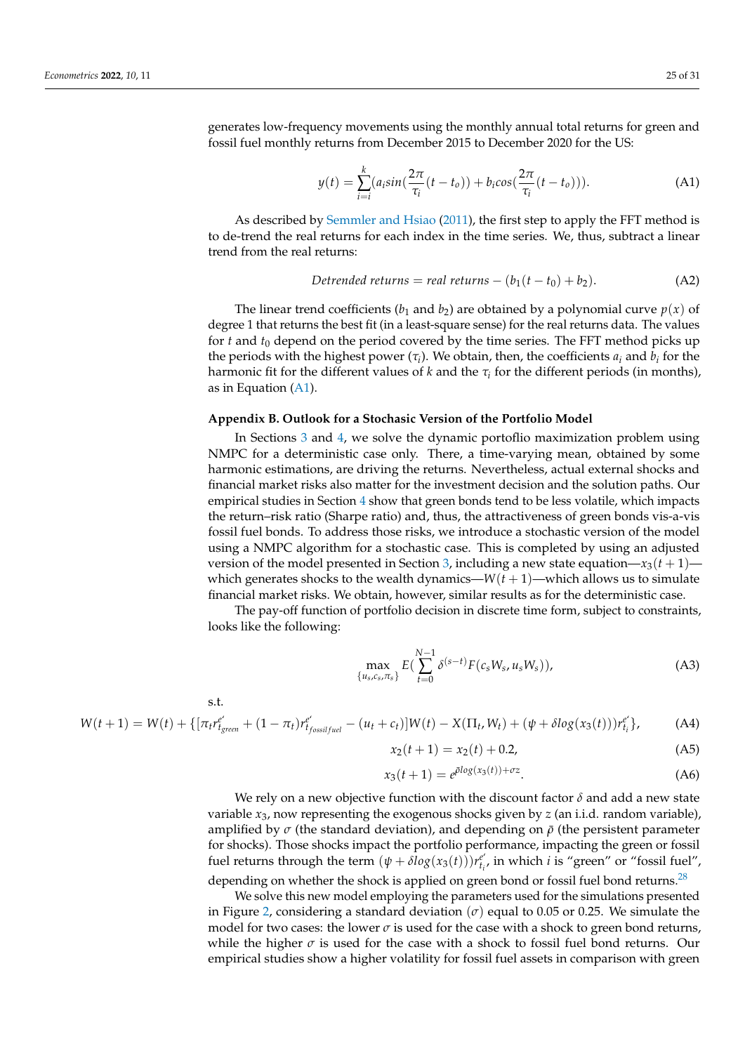generates low-frequency movements using the monthly annual total returns for green and fossil fuel monthly returns from December 2015 to December 2020 for the US:

$$y(t) = \sum_{i=i}^{k} (a_i sin(\frac{2\pi}{\tau_i}(t - t_o)) + b_i cos(\frac{2\pi}{\tau_i}(t - t_o))). \tag{A1}$$

As described by Semmler and Hsiao (2011), the first step to apply the FFT method is to de-trend the real returns for each index in the time series. We, thus, subtract a linear trend from the real returns:

$$Detrended\ returns = real\ returns - (b_1(t - t_0) + b_2). \tag{A2}$$

The linear trend coefficients ($b_1$ and $b_2$) are obtained by a polynomial curve $p(x)$ of degree 1 that returns the best fit (in a least-square sense) for the real returns data. The values for $t$ and $t_0$ depend on the period covered by the time series. The FFT method picks up the periods with the highest power ($\tau_i$). We obtain, then, the coefficients $a_i$ and $b_i$ for the harmonic fit for the different values of $k$ and the $\tau_i$ for the different periods (in months), as in Equation (A1).

### Appendix B. Outlook for a Stochastic Version of the Portfolio Model

In Sections 3 and 4, we solve the dynamic portoflio maximization problem using NMPC for a deterministic case only. There, a time-varying mean, obtained by some harmonic estimations, are driving the returns. Nevertheless, actual external shocks and financial market risks also matter for the investment decision and the solution paths. Our empirical studies in Section 4 show that green bonds tend to be less volatile, which impacts the return–risk ratio (Sharpe ratio) and, thus, the attractiveness of green bonds vis-a-vis fossil fuel bonds. To address those risks, we introduce a stochastic version of the model using a NMPC algorithm for a stochastic case. This is completed by using an adjusted version of the model presented in Section 3, including a new state equation—$x_3(t+1)$—which generates shocks to the wealth dynamics—$W(t+1)$—which allows us to simulate financial market risks. We obtain, however, similar results as for the deterministic case.

The pay-off function of portfolio decision in discrete time form, subject to constraints, looks like the following:

$$\max_{\{u_s, c_s, \pi_s\}} E(\sum_{t=0}^{N-1} \delta^{(s-t)} F(c_s W_s, u_s W_s)), \tag{A3}$$

s.t.

$$W(t+1) = W(t) + \{[\pi_t r^{e'}_{t_{green}} + (1 - \pi_t) r^{e'}_{t_{fossilfuel}} - (u_t + c_t)]W(t) - X(\Pi_t, W_t) + (\psi + \delta log(x_3(t))) r^{e'}_{t_i}\}, \tag{A4}$$

$$x_2(t+1) = x_2(t) + 0.2, \tag{A5}$$

$$x_3(t+1) = e^{\bar{\rho} log(x_3(t)) + \sigma z}. \tag{A6}$$

We rely on a new objective function with the discount factor $\delta$ and add a new state variable $x_3$, now representing the exogenous shocks given by $z$ (an i.i.d. random variable), amplified by $\sigma$ (the standard deviation), and depending on $\bar{\rho}$ (the persistent parameter for shocks). Those shocks impact the portfolio performance, impacting the green or fossil fuel returns through the term $(\psi + \delta log(x_3(t))) r^{e'}_{t_i}$, in which $i$ is "green" or "fossil fuel", depending on whether the shock is applied on green bond or fossil fuel bond returns.[28]

We solve this new model employing the parameters used for the simulations presented in Figure 2, considering a standard deviation ($\sigma$) equal to 0.05 or 0.25. We simulate the model for two cases: the lower $\sigma$ is used for the case with a shock to green bond returns, while the higher $\sigma$ is used for the case with a shock to fossil fuel bond returns. Our empirical studies show a higher volatility for fossil fuel assets in comparison with green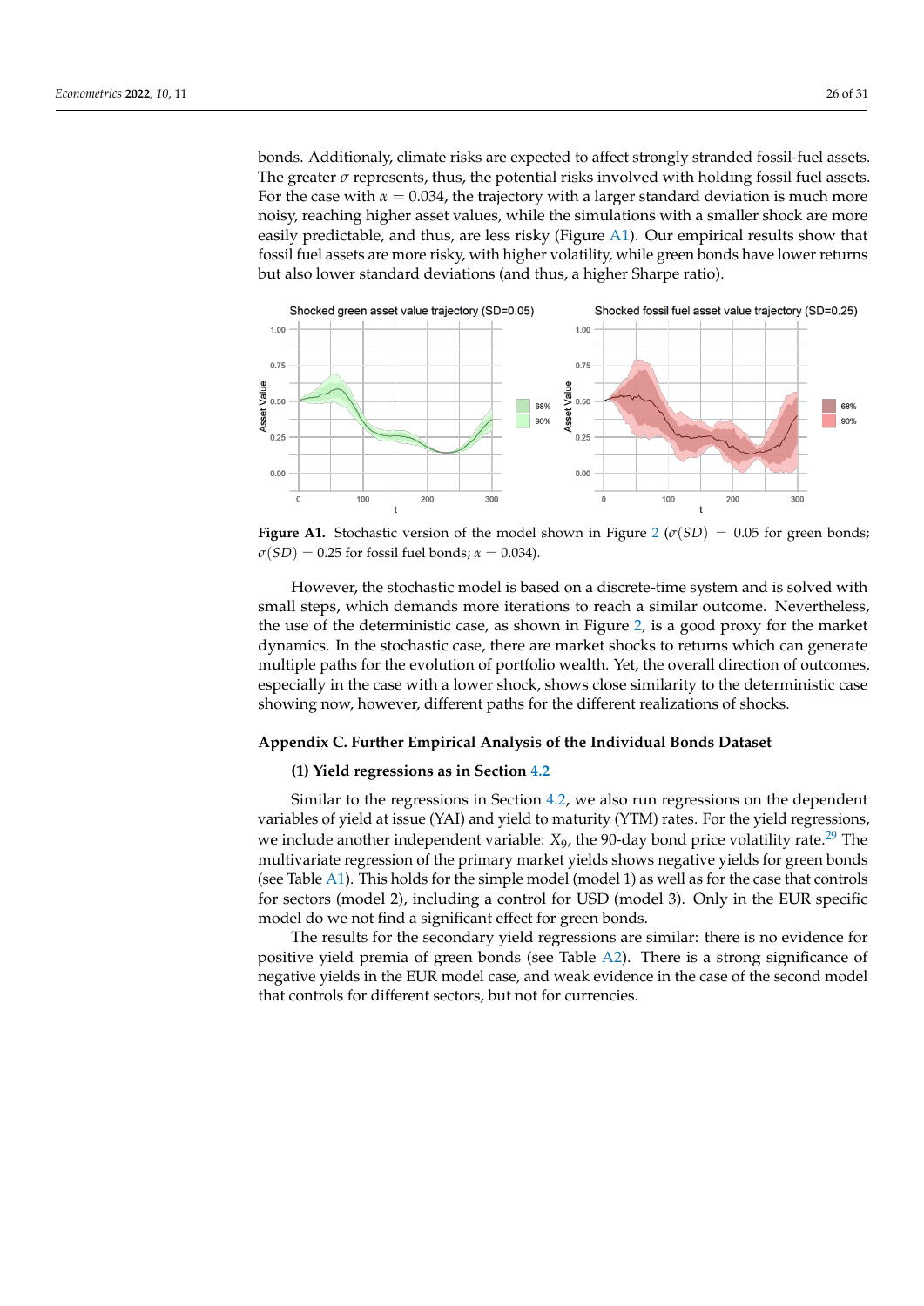bonds. Additionaly, climate risks are expected to affect strongly stranded fossil-fuel assets. The greater $\sigma$ represents, thus, the potential risks involved with holding fossil fuel assets. For the case with $\alpha = 0.034$, the trajectory with a larger standard deviation is much more noisy, reaching higher asset values, while the simulations with a smaller shock are more easily predictable, and thus, are less risky (Figure A1). Our empirical results show that fossil fuel assets are more risky, with higher volatility, while green bonds have lower returns but also lower standard deviations (and thus, a higher Sharpe ratio).

**Figure A1.** Stochastic version of the model shown in Figure 2 ($\sigma(SD) = 0.05$ for green bonds; $\sigma(SD) = 0.25$ for fossil fuel bonds; $\alpha = 0.034$).

However, the stochastic model is based on a discrete-time system and is solved with small steps, which demands more iterations to reach a similar outcome. Nevertheless, the use of the deterministic case, as shown in Figure 2, is a good proxy for the market dynamics. In the stochastic case, there are market shocks to returns which can generate multiple paths for the evolution of portfolio wealth. Yet, the overall direction of outcomes, especially in the case with a lower shock, shows close similarity to the deterministic case showing now, however, different paths for the different realizations of shocks.

## Appendix C. Further Empirical Analysis of the Individual Bonds Dataset

### (1) Yield regressions as in Section 4.2

Similar to the regressions in Section 4.2, we also run regressions on the dependent variables of yield at issue (YAI) and yield to maturity (YTM) rates. For the yield regressions, we include another independent variable: $X_9$, the 90-day bond price volatility rate.[29] The multivariate regression of the primary market yields shows negative yields for green bonds (see Table A1). This holds for the simple model (model 1) as well as for the case that controls for sectors (model 2), including a control for USD (model 3). Only in the EUR specific model do we not find a significant effect for green bonds.

The results for the secondary yield regressions are similar: there is no evidence for positive yield premia of green bonds (see Table A2). There is a strong significance of negative yields in the EUR model case, and weak evidence in the case of the second model that controls for different sectors, but not for currencies.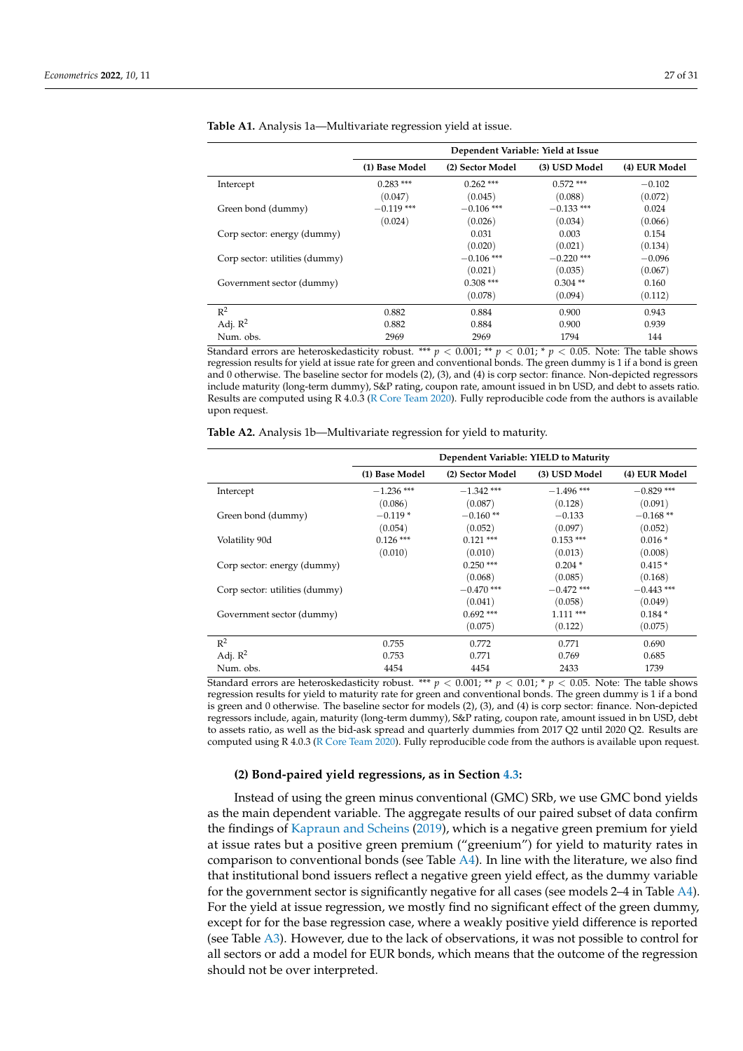**Table A1.** Analysis 1a—Multivariate regression yield at issue.

| | Dependent Variable: Yield at Issue | | | |
|---|---|---|---|---|
| | (1) Base Model | (2) Sector Model | (3) USD Model | (4) EUR Model |
| Intercept | 0.283 *** | 0.262 *** | 0.572 *** | −0.102 |
| | (0.047) | (0.045) | (0.088) | (0.072) |
| Green bond (dummy) | −0.119 *** | −0.106 *** | −0.133 *** | 0.024 |
| | (0.024) | (0.026) | (0.034) | (0.066) |
| Corp sector: energy (dummy) | | 0.031 | 0.003 | 0.154 |
| | | (0.020) | (0.021) | (0.134) |
| Corp sector: utilities (dummy) | | −0.106 *** | −0.220 *** | −0.096 |
| | | (0.021) | (0.035) | (0.067) |
| Government sector (dummy) | | 0.308 *** | 0.304 ** | 0.160 |
| | | (0.078) | (0.094) | (0.112) |
| $R^2$ | 0.882 | 0.884 | 0.900 | 0.943 |
| Adj. $R^2$ | 0.882 | 0.884 | 0.900 | 0.939 |
| Num. obs. | 2969 | 2969 | 1794 | 144 |

Standard errors are heteroskedasticity robust. *** $p < 0.001$; ** $p < 0.01$; * $p < 0.05$. Note: The table shows regression results for yield at issue rate for green and conventional bonds. The green dummy is 1 if a bond is green and 0 otherwise. The baseline sector for models (2), (3), and (4) is corp sector: finance. Non-depicted regressors include maturity (long-term dummy), S&P rating, coupon rate, amount issued in bn USD, and debt to assets ratio. Results are computed using R 4.0.3 (R Core Team 2020). Fully reproducible code from the authors is available upon request.

**Table A2.** Analysis 1b—Multivariate regression for yield to maturity.

| | Dependent Variable: YIELD to Maturity | | | |
|---|---|---|---|---|
| | (1) Base Model | (2) Sector Model | (3) USD Model | (4) EUR Model |
| Intercept | −1.236 *** | −1.342 *** | −1.496 *** | −0.829 *** |
| | (0.086) | (0.087) | (0.128) | (0.091) |
| Green bond (dummy) | −0.119 * | −0.160 ** | −0.133 | −0.168 ** |
| | (0.054) | (0.052) | (0.097) | (0.052) |
| Volatility 90d | 0.126 *** | 0.121 *** | 0.153 *** | 0.016 * |
| | (0.010) | (0.010) | (0.013) | (0.008) |
| Corp sector: energy (dummy) | | 0.250 *** | 0.204 * | 0.415 * |
| | | (0.068) | (0.085) | (0.168) |
| Corp sector: utilities (dummy) | | −0.470 *** | −0.472 *** | −0.443 *** |
| | | (0.041) | (0.058) | (0.049) |
| Government sector (dummy) | | 0.692 *** | 1.111 *** | 0.184 * |
| | | (0.075) | (0.122) | (0.075) |
| $R^2$ | 0.755 | 0.772 | 0.771 | 0.690 |
| Adj. $R^2$ | 0.753 | 0.771 | 0.769 | 0.685 |
| Num. obs. | 4454 | 4454 | 2433 | 1739 |

Standard errors are heteroskedasticity robust. *** $p < 0.001$; ** $p < 0.01$; * $p < 0.05$. Note: The table shows regression results for yield to maturity rate for green and conventional bonds. The green dummy is 1 if a bond is green and 0 otherwise. The baseline sector for models (2), (3), and (4) is corp sector: finance. Non-depicted regressors include, again, maturity (long-term dummy), S&P rating, coupon rate, amount issued in bn USD, debt to assets ratio, as well as the bid-ask spread and quarterly dummies from 2017 Q2 until 2020 Q2. Results are computed using R 4.0.3 (R Core Team 2020). Fully reproducible code from the authors is available upon request.

**(2) Bond-paired yield regressions, as in Section 4.3:**

Instead of using the green minus conventional (GMC) SRb, we use GMC bond yields as the main dependent variable. The aggregate results of our paired subset of data confirm the findings of Kapraun and Scheins (2019), which is a negative green premium for yield at issue rates but a positive green premium ("greenium") for yield to maturity rates in comparison to conventional bonds (see Table A4). In line with the literature, we also find that institutional bond issuers reflect a negative green yield effect, as the dummy variable for the government sector is significantly negative for all cases (see models 2–4 in Table A4). For the yield at issue regression, we mostly find no significant effect of the green dummy, except for for the base regression case, where a weakly positive yield difference is reported (see Table A3). However, due to the lack of observations, it was not possible to control for all sectors or add a model for EUR bonds, which means that the outcome of the regression should not be over interpreted.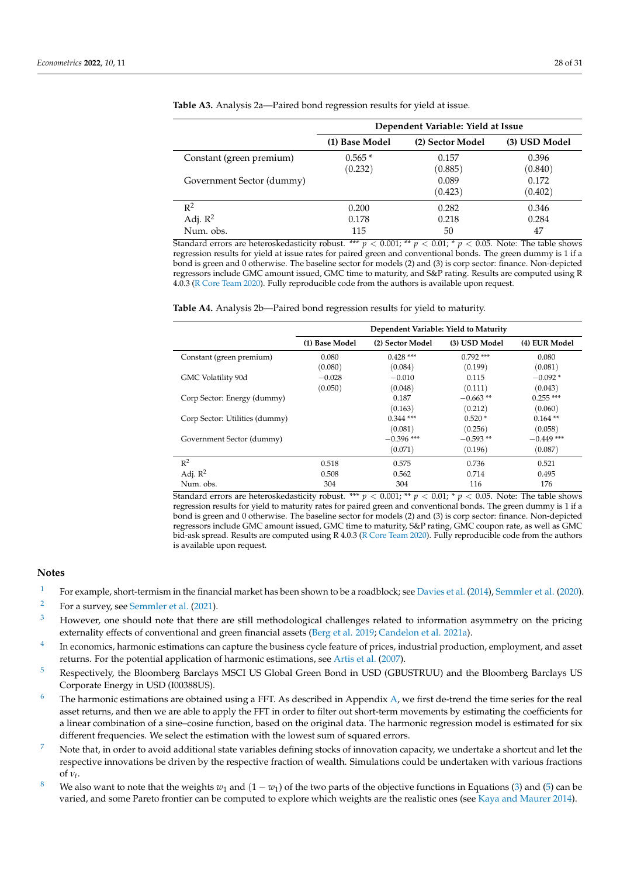**Table A3.** Analysis 2a—Paired bond regression results for yield at issue.

| | Dependent Variable: Yield at Issue | | |
|---|---|---|---|
| | (1) Base Model | (2) Sector Model | (3) USD Model |
| Constant (green premium) | 0.565 * | 0.157 | 0.396 |
| | (0.232) | (0.885) | (0.840) |
| Government Sector (dummy) | | 0.089 | 0.172 |
| | | (0.423) | (0.402) |
| $R^2$ | 0.200 | 0.282 | 0.346 |
| Adj. $R^2$ | 0.178 | 0.218 | 0.284 |
| Num. obs. | 115 | 50 | 47 |

Standard errors are heteroskedasticity robust. *** $p < 0.001$; ** $p < 0.01$; * $p < 0.05$. Note: The table shows regression results for yield at issue rates for paired green and conventional bonds. The green dummy is 1 if a bond is green and 0 otherwise. The baseline sector for models (2) and (3) is corp sector: finance. Non-depicted regressors include GMC amount issued, GMC time to maturity, and S&P rating. Results are computed using R 4.0.3 (R Core Team 2020). Fully reproducible code from the authors is available upon request.

**Table A4.** Analysis 2b—Paired bond regression results for yield to maturity.

| | Dependent Variable: Yield to Maturity | | | |
|---|---|---|---|---|
| | (1) Base Model | (2) Sector Model | (3) USD Model | (4) EUR Model |
| Constant (green premium) | 0.080 | 0.428 *** | 0.792 *** | 0.080 |
| | (0.080) | (0.084) | (0.199) | (0.081) |
| GMC Volatility 90d | −0.028 | −0.010 | 0.115 | −0.092 * |
| | (0.050) | (0.048) | (0.111) | (0.043) |
| Corp Sector: Energy (dummy) | | 0.187 | −0.663 ** | 0.255 *** |
| | | (0.163) | (0.212) | (0.060) |
| Corp Sector: Utilities (dummy) | | 0.344 *** | 0.520 * | 0.164 ** |
| | | (0.081) | (0.256) | (0.058) |
| Government Sector (dummy) | | −0.396 *** | −0.593 ** | −0.449 *** |
| | | (0.071) | (0.196) | (0.087) |
| $R^2$ | 0.518 | 0.575 | 0.736 | 0.521 |
| Adj. $R^2$ | 0.508 | 0.562 | 0.714 | 0.495 |
| Num. obs. | 304 | 304 | 116 | 176 |

Standard errors are heteroskedasticity robust. *** $p < 0.001$; ** $p < 0.01$; * $p < 0.05$. Note: The table shows regression results for yield to maturity rates for paired green and conventional bonds. The green dummy is 1 if a bond is green and 0 otherwise. The baseline sector for models (2) and (3) is corp sector: finance. Non-depicted regressors include GMC amount issued, GMC time to maturity, S&P rating, GMC coupon rate, as well as GMC bid-ask spread. Results are computed using R 4.0.3 (R Core Team 2020). Fully reproducible code from the authors is available upon request.

## Notes

1. For example, short-termism in the financial market has been shown to be a roadblock; see Davies et al. (2014), Semmler et al. (2020).
2. For a survey, see Semmler et al. (2021).
3. However, one should note that there are still methodological challenges related to information asymmetry on the pricing externality effects of conventional and green financial assets (Berg et al. 2019; Candelon et al. 2021a).
4. In economics, harmonic estimations can capture the business cycle feature of prices, industrial production, employment, and asset returns. For the potential application of harmonic estimations, see Artis et al. (2007).
5. Respectively, the Bloomberg Barclays MSCI US Global Green Bond in USD (GBUSTRUU) and the Bloomberg Barclays US Corporate Energy in USD (I00388US).
6. The harmonic estimations are obtained using a FFT. As described in Appendix A, we first de-trend the time series for the real asset returns, and then we are able to apply the FFT in order to filter out short-term movements by estimating the coefficients for a linear combination of a sine–cosine function, based on the original data. The harmonic regression model is estimated for six different frequencies. We select the estimation with the lowest sum of squared errors.
7. Note that, in order to avoid additional state variables defining stocks of innovation capacity, we undertake a shortcut and let the respective innovations be driven by the respective fraction of wealth. Simulations could be undertaken with various fractions of $\nu_t$.
8. We also want to note that the weights $w_1$ and $(1 - w_1)$ of the two parts of the objective functions in Equations (3) and (5) can be varied, and some Pareto frontier can be computed to explore which weights are the realistic ones (see Kaya and Maurer 2014).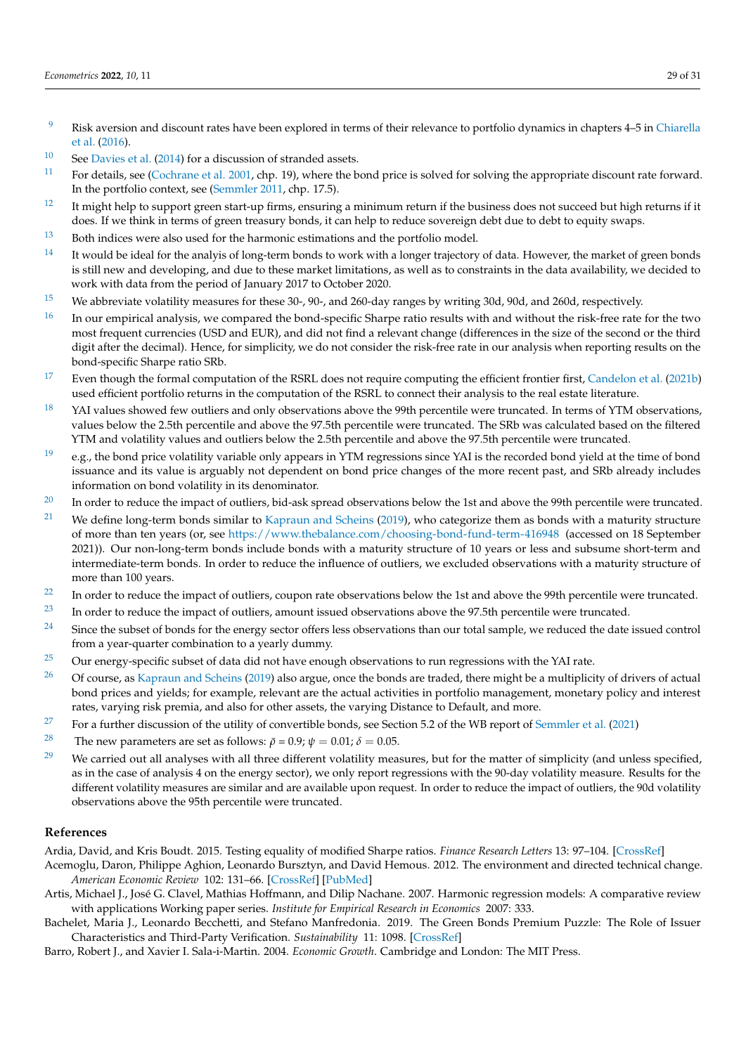[9] Risk aversion and discount rates have been explored in terms of their relevance to portfolio dynamics in chapters 4–5 in Chiarella et al. (2016).

[10] See Davies et al. (2014) for a discussion of stranded assets.

[11] For details, see (Cochrane et al. 2001, chp. 19), where the bond price is solved for solving the appropriate discount rate forward. In the portfolio context, see (Semmler 2011, chp. 17.5).

[12] It might help to support green start-up firms, ensuring a minimum return if the business does not succeed but high returns if it does. If we think in terms of green treasury bonds, it can help to reduce sovereign debt due to debt to equity swaps.

[13] Both indices were also used for the harmonic estimations and the portfolio model.

[14] It would be ideal for the analyis of long-term bonds to work with a longer trajectory of data. However, the market of green bonds is still new and developing, and due to these market limitations, as well as to constraints in the data availability, we decided to work with data from the period of January 2017 to October 2020.

[15] We abbreviate volatility measures for these 30-, 90-, and 260-day ranges by writing 30d, 90d, and 260d, respectively.

[16] In our empirical analysis, we compared the bond-specific Sharpe ratio results with and without the risk-free rate for the two most frequent currencies (USD and EUR), and did not find a relevant change (differences in the size of the second or the third digit after the decimal). Hence, for simplicity, we do not consider the risk-free rate in our analysis when reporting results on the bond-specific Sharpe ratio SRb.

[17] Even though the formal computation of the RSRL does not require computing the efficient frontier first, Candelon et al. (2021b) used efficient portfolio returns in the computation of the RSRL to connect their analysis to the real estate literature.

[18] YAI values showed few outliers and only observations above the 99th percentile were truncated. In terms of YTM observations, values below the 2.5th percentile and above the 97.5th percentile were truncated. The SRb was calculated based on the filtered YTM and volatility values and outliers below the 2.5th percentile and above the 97.5th percentile were truncated.

[19] e.g., the bond price volatility variable only appears in YTM regressions since YAI is the recorded bond yield at the time of bond issuance and its value is arguably not dependent on bond price changes of the more recent past, and SRb already includes information on bond volatility in its denominator.

[20] In order to reduce the impact of outliers, bid-ask spread observations below the 1st and above the 99th percentile were truncated.

[21] We define long-term bonds similar to Kapraun and Scheins (2019), who categorize them as bonds with a maturity structure of more than ten years (or, see https://www.thebalance.com/choosing-bond-fund-term-416948 (accessed on 18 September 2021)). Our non-long-term bonds include bonds with a maturity structure of 10 years or less and subsume short-term and intermediate-term bonds. In order to reduce the influence of outliers, we excluded observations with a maturity structure of more than 100 years.

[22] In order to reduce the impact of outliers, coupon rate observations below the 1st and above the 99th percentile were truncated.

[23] In order to reduce the impact of outliers, amount issued observations above the 97.5th percentile were truncated.

[24] Since the subset of bonds for the energy sector offers less observations than our total sample, we reduced the date issued control from a year-quarter combination to a yearly dummy.

[25] Our energy-specific subset of data did not have enough observations to run regressions with the YAI rate.

[26] Of course, as Kapraun and Scheins (2019) also argue, once the bonds are traded, there might be a multiplicity of drivers of actual bond prices and yields; for example, relevant are the actual activities in portfolio management, monetary policy and interest rates, varying risk premia, and also for other assets, the varying Distance to Default, and more.

[27] For a further discussion of the utility of convertible bonds, see Section 5.2 of the WB report of Semmler et al. (2021)

[28] The new parameters are set as follows: $\bar{\rho} = 0.9$; $\psi = 0.01$; $\delta = 0.05$.

[29] We carried out all analyses with all three different volatility measures, but for the matter of simplicity (and unless specified, as in the case of analysis 4 on the energy sector), we only report regressions with the 90-day volatility measure. Results for the different volatility measures are similar and are available upon request. In order to reduce the impact of outliers, the 90d volatility observations above the 95th percentile were truncated.

## References

Ardia, David, and Kris Boudt. 2015. Testing equality of modified Sharpe ratios. *Finance Research Letters* 13: 97–104. [CrossRef]

Acemoglu, Daron, Philippe Aghion, Leonardo Bursztyn, and David Hemous. 2012. The environment and directed technical change. *American Economic Review* 102: 131–66. [CrossRef] [PubMed]

Artis, Michael J., José G. Clavel, Mathias Hoffmann, and Dilip Nachane. 2007. Harmonic regression models: A comparative review with applications Working paper series. *Institute for Empirical Research in Economics* 2007: 333.

Bachelet, Maria J., Leonardo Becchetti, and Stefano Manfredonia. 2019. The Green Bonds Premium Puzzle: The Role of Issuer Characteristics and Third-Party Verification. *Sustainability* 11: 1098. [CrossRef]

Barro, Robert J., and Xavier I. Sala-i-Martin. 2004. *Economic Growth*. Cambridge and London: The MIT Press.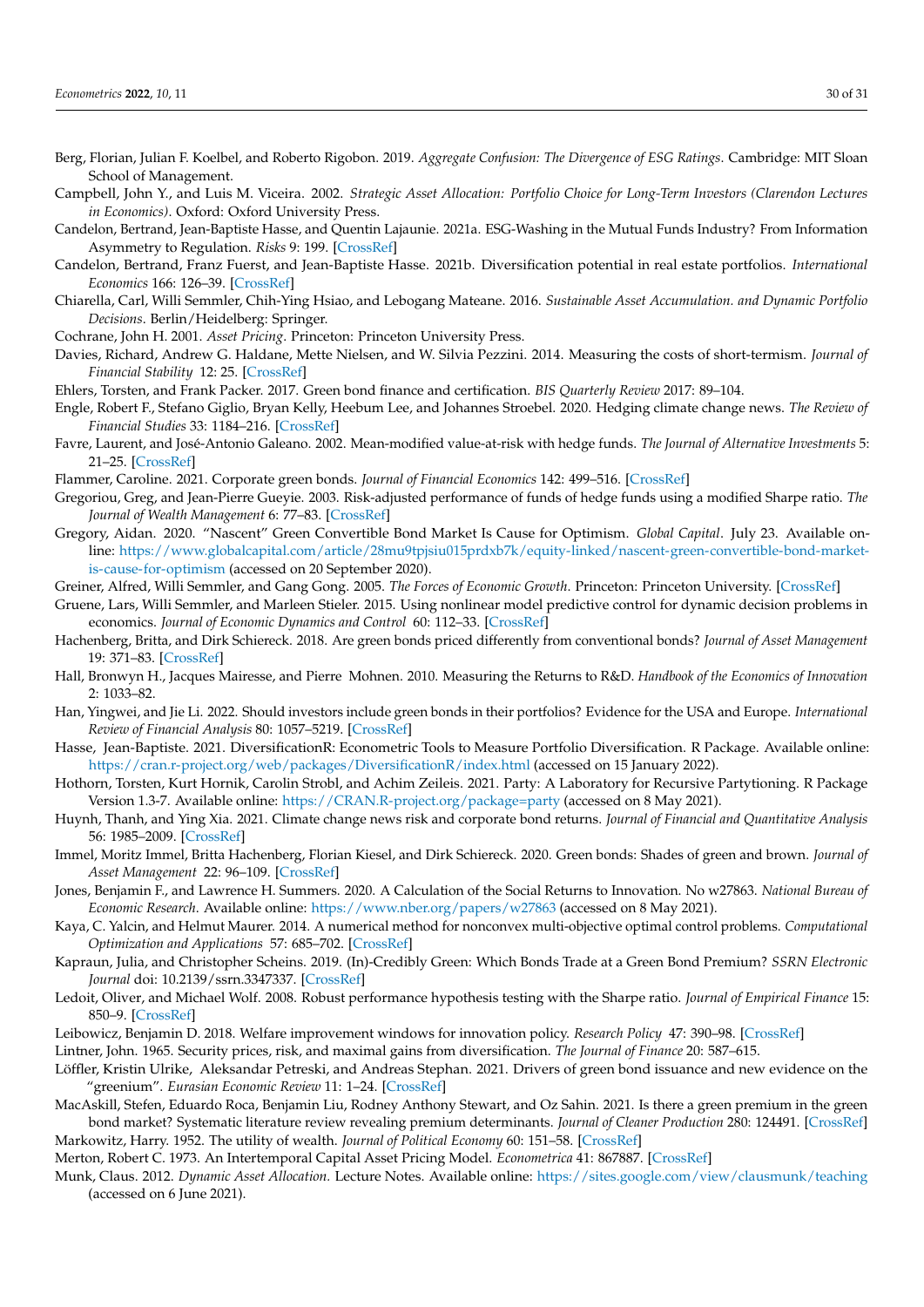Berg, Florian, Julian F. Koelbel, and Roberto Rigobon. 2019. *Aggregate Confusion: The Divergence of ESG Ratings*. Cambridge: MIT Sloan School of Management.

Campbell, John Y., and Luis M. Viceira. 2002. *Strategic Asset Allocation: Portfolio Choice for Long-Term Investors (Clarendon Lectures in Economics)*. Oxford: Oxford University Press.

Candelon, Bertrand, Jean-Baptiste Hasse, and Quentin Lajaunie. 2021a. ESG-Washing in the Mutual Funds Industry? From Information Asymmetry to Regulation. *Risks* 9: 199. [CrossRef]

Candelon, Bertrand, Franz Fuerst, and Jean-Baptiste Hasse. 2021b. Diversification potential in real estate portfolios. *International Economics* 166: 126–39. [CrossRef]

Chiarella, Carl, Willi Semmler, Chih-Ying Hsiao, and Lebogang Mateane. 2016. *Sustainable Asset Accumulation. and Dynamic Portfolio Decisions*. Berlin/Heidelberg: Springer.

Cochrane, John H. 2001. *Asset Pricing*. Princeton: Princeton University Press.

Davies, Richard, Andrew G. Haldane, Mette Nielsen, and W. Silvia Pezzini. 2014. Measuring the costs of short-termism. *Journal of Financial Stability* 12: 25. [CrossRef]

Ehlers, Torsten, and Frank Packer. 2017. Green bond finance and certification. *BIS Quarterly Review* 2017: 89–104.

Engle, Robert F., Stefano Giglio, Bryan Kelly, Heebum Lee, and Johannes Stroebel. 2020. Hedging climate change news. *The Review of Financial Studies* 33: 1184–216. [CrossRef]

Favre, Laurent, and José-Antonio Galeano. 2002. Mean-modified value-at-risk with hedge funds. *The Journal of Alternative Investments* 5: 21–25. [CrossRef]

Flammer, Caroline. 2021. Corporate green bonds. *Journal of Financial Economics* 142: 499–516. [CrossRef]

Gregoriou, Greg, and Jean-Pierre Gueyie. 2003. Risk-adjusted performance of funds of hedge funds using a modified Sharpe ratio. *The Journal of Wealth Management* 6: 77–83. [CrossRef]

Gregory, Aidan. 2020. "Nascent" Green Convertible Bond Market Is Cause for Optimism. *Global Capital*. July 23. Available online: https://www.globalcapital.com/article/28mu9tpjsiu015prdxb7k/equity-linked/nascent-green-convertible-bond-market-is-cause-for-optimism (accessed on 20 September 2020).

Greiner, Alfred, Willi Semmler, and Gang Gong. 2005. *The Forces of Economic Growth*. Princeton: Princeton University. [CrossRef]

Gruene, Lars, Willi Semmler, and Marleen Stieler. 2015. Using nonlinear model predictive control for dynamic decision problems in economics. *Journal of Economic Dynamics and Control* 60: 112–33. [CrossRef]

Hachenberg, Britta, and Dirk Schiereck. 2018. Are green bonds priced differently from conventional bonds? *Journal of Asset Management* 19: 371–83. [CrossRef]

Hall, Bronwyn H., Jacques Mairesse, and Pierre Mohnen. 2010. Measuring the Returns to R&D. *Handbook of the Economics of Innovation* 2: 1033–82.

Han, Yingwei, and Jie Li. 2022. Should investors include green bonds in their portfolios? Evidence for the USA and Europe. *International Review of Financial Analysis* 80: 1057–5219. [CrossRef]

Hasse, Jean-Baptiste. 2021. DiversificationR: Econometric Tools to Measure Portfolio Diversification. R Package. Available online: https://cran.r-project.org/web/packages/DiversificationR/index.html (accessed on 15 January 2022).

Hothorn, Torsten, Kurt Hornik, Carolin Strobl, and Achim Zeileis. 2021. Party: A Laboratory for Recursive Partytioning. R Package Version 1.3-7. Available online: https://CRAN.R-project.org/package=party (accessed on 8 May 2021).

Huynh, Thanh, and Ying Xia. 2021. Climate change news risk and corporate bond returns. *Journal of Financial and Quantitative Analysis* 56: 1985–2009. [CrossRef]

Immel, Moritz Immel, Britta Hachenberg, Florian Kiesel, and Dirk Schiereck. 2020. Green bonds: Shades of green and brown. *Journal of Asset Management* 22: 96–109. [CrossRef]

Jones, Benjamin F., and Lawrence H. Summers. 2020. A Calculation of the Social Returns to Innovation. No w27863. *National Bureau of Economic Research*. Available online: https://www.nber.org/papers/w27863 (accessed on 8 May 2021).

Kaya, C. Yalcin, and Helmut Maurer. 2014. A numerical method for nonconvex multi-objective optimal control problems. *Computational Optimization and Applications* 57: 685–702. [CrossRef]

Kapraun, Julia, and Christopher Scheins. 2019. (In)-Credibly Green: Which Bonds Trade at a Green Bond Premium? *SSRN Electronic Journal* doi: 10.2139/ssrn.3347337. [CrossRef]

Ledoit, Oliver, and Michael Wolf. 2008. Robust performance hypothesis testing with the Sharpe ratio. *Journal of Empirical Finance* 15: 850–9. [CrossRef]

Leibowicz, Benjamin D. 2018. Welfare improvement windows for innovation policy. *Research Policy* 47: 390–98. [CrossRef]

Lintner, John. 1965. Security prices, risk, and maximal gains from diversification. *The Journal of Finance* 20: 587–615.

Löffler, Kristin Ulrike, Aleksandar Petreski, and Andreas Stephan. 2021. Drivers of green bond issuance and new evidence on the "greenium". *Eurasian Economic Review* 11: 1–24. [CrossRef]

MacAskill, Stefen, Eduardo Roca, Benjamin Liu, Rodney Anthony Stewart, and Oz Sahin. 2021. Is there a green premium in the green bond market? Systematic literature review revealing premium determinants. *Journal of Cleaner Production* 280: 124491. [CrossRef]

Markowitz, Harry. 1952. The utility of wealth. *Journal of Political Economy* 60: 151–58. [CrossRef]

Merton, Robert C. 1973. An Intertemporal Capital Asset Pricing Model. *Econometrica* 41: 867887. [CrossRef]

Munk, Claus. 2012. *Dynamic Asset Allocation*. Lecture Notes. Available online: https://sites.google.com/view/clausmunk/teaching (accessed on 6 June 2021).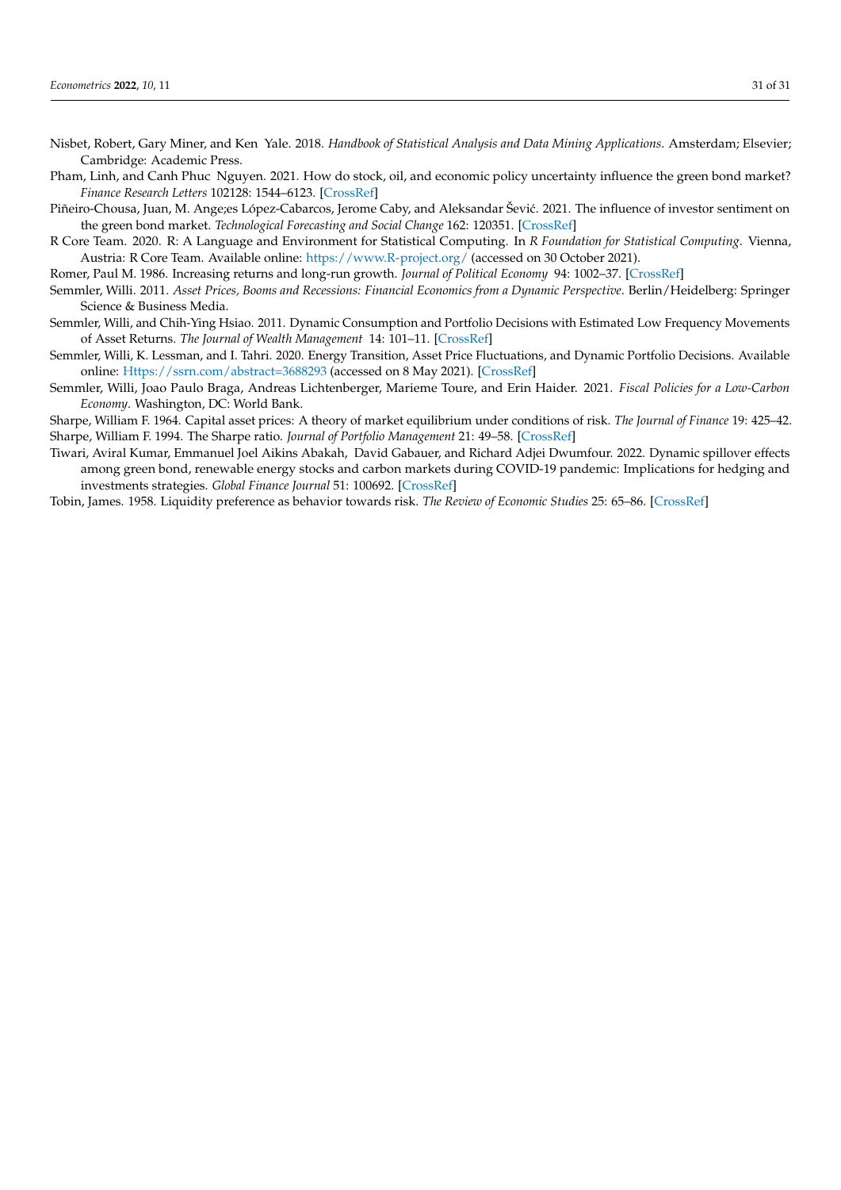Nisbet, Robert, Gary Miner, and Ken Yale. 2018. *Handbook of Statistical Analysis and Data Mining Applications*. Amsterdam; Elsevier; Cambridge: Academic Press.

Pham, Linh, and Canh Phuc Nguyen. 2021. How do stock, oil, and economic policy uncertainty influence the green bond market? *Finance Research Letters* 102128: 1544–6123. [CrossRef]

Piñeiro-Chousa, Juan, M. Ange;es López-Cabarcos, Jerome Caby, and Aleksandar Šević. 2021. The influence of investor sentiment on the green bond market. *Technological Forecasting and Social Change* 162: 120351. [CrossRef]

R Core Team. 2020. R: A Language and Environment for Statistical Computing. In *R Foundation for Statistical Computing*. Vienna, Austria: R Core Team. Available online: https://www.R-project.org/ (accessed on 30 October 2021).

Romer, Paul M. 1986. Increasing returns and long-run growth. *Journal of Political Economy* 94: 1002–37. [CrossRef]

Semmler, Willi. 2011. *Asset Prices, Booms and Recessions: Financial Economics from a Dynamic Perspective*. Berlin/Heidelberg: Springer Science & Business Media.

Semmler, Willi, and Chih-Ying Hsiao. 2011. Dynamic Consumption and Portfolio Decisions with Estimated Low Frequency Movements of Asset Returns. *The Journal of Wealth Management* 14: 101–11. [CrossRef]

Semmler, Willi, K. Lessman, and I. Tahri. 2020. Energy Transition, Asset Price Fluctuations, and Dynamic Portfolio Decisions. Available online: Https://ssrn.com/abstract=3688293 (accessed on 8 May 2021). [CrossRef]

Semmler, Willi, Joao Paulo Braga, Andreas Lichtenberger, Marieme Toure, and Erin Haider. 2021. *Fiscal Policies for a Low-Carbon Economy*. Washington, DC: World Bank.

Sharpe, William F. 1964. Capital asset prices: A theory of market equilibrium under conditions of risk. *The Journal of Finance* 19: 425–42.

Sharpe, William F. 1994. The Sharpe ratio. *Journal of Portfolio Management* 21: 49–58. [CrossRef]

Tiwari, Aviral Kumar, Emmanuel Joel Aikins Abakah, David Gabauer, and Richard Adjei Dwumfour. 2022. Dynamic spillover effects among green bond, renewable energy stocks and carbon markets during COVID-19 pandemic: Implications for hedging and investments strategies. *Global Finance Journal* 51: 100692. [CrossRef]

Tobin, James. 1958. Liquidity preference as behavior towards risk. *The Review of Economic Studies* 25: 65–86. [CrossRef]